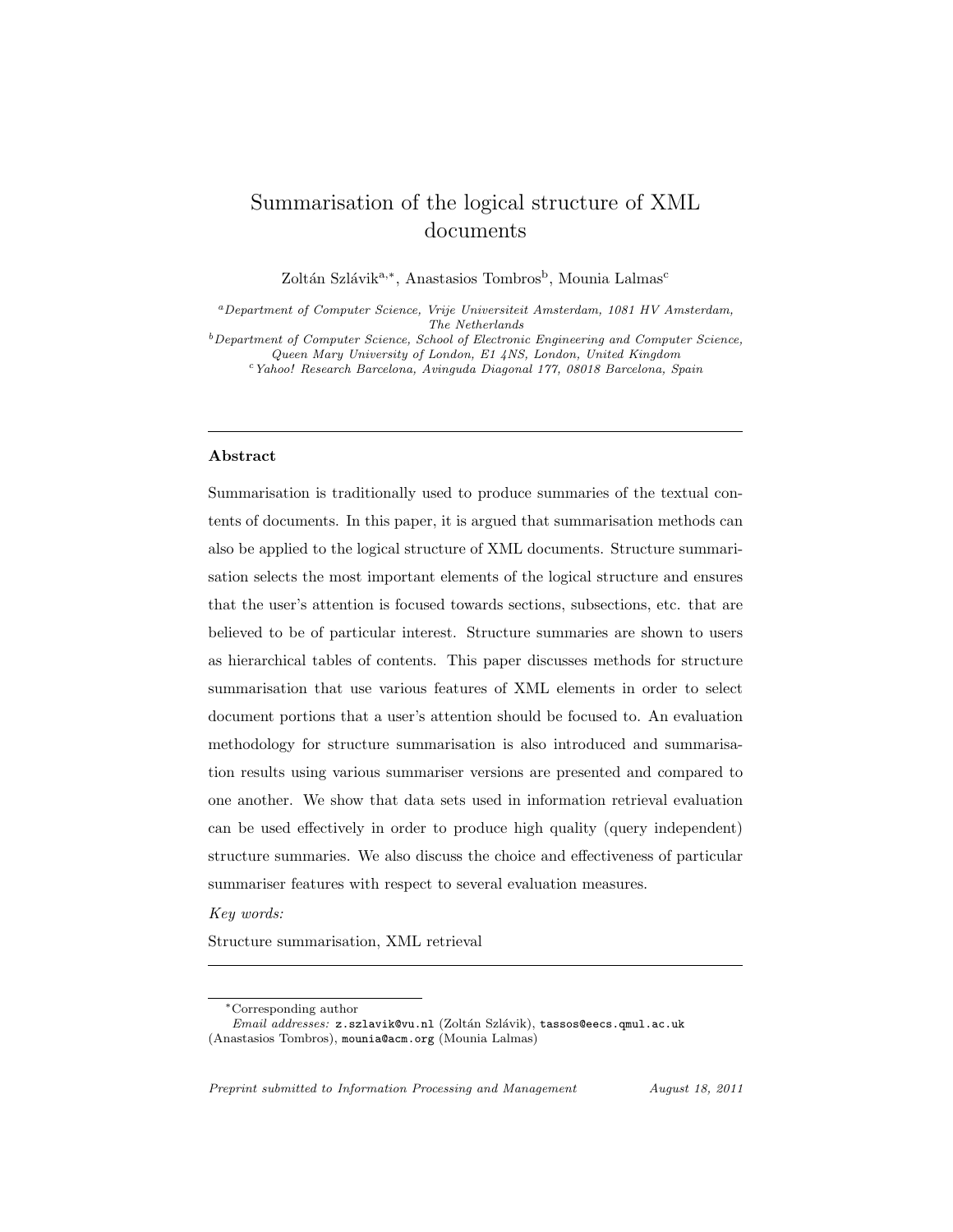# Summarisation of the logical structure of XML documents

Zoltán Szlávik[a,*], Anastasios Tombros[b], Mounia Lalmas[c]

[a] *Department of Computer Science, Vrije Universiteit Amsterdam, 1081 HV Amsterdam, The Netherlands*

[b] *Department of Computer Science, School of Electronic Engineering and Computer Science, Queen Mary University of London, E1 4NS, London, United Kingdom*

[c] *Yahoo! Research Barcelona, Avinguda Diagonal 177, 08018 Barcelona, Spain*

---

## Abstract

Summarisation is traditionally used to produce summaries of the textual contents of documents. In this paper, it is argued that summarisation methods can also be applied to the logical structure of XML documents. Structure summarisation selects the most important elements of the logical structure and ensures that the user's attention is focused towards sections, subsections, etc. that are believed to be of particular interest. Structure summaries are shown to users as hierarchical tables of contents. This paper discusses methods for structure summarisation that use various features of XML elements in order to select document portions that a user's attention should be focused to. An evaluation methodology for structure summarisation is also introduced and summarisation results using various summariser versions are presented and compared to one another. We show that data sets used in information retrieval evaluation can be used effectively in order to produce high quality (query independent) structure summaries. We also discuss the choice and effectiveness of particular summariser features with respect to several evaluation measures.

*Key words:*

Structure summarisation, XML retrieval

---

*Corresponding author

*Email addresses:* z.szlavik@vu.nl (Zoltán Szlávik), tassos@eecs.qmul.ac.uk (Anastasios Tombros), mounia@acm.org (Mounia Lalmas)

*Preprint submitted to Information Processing and Management* August 18, 2011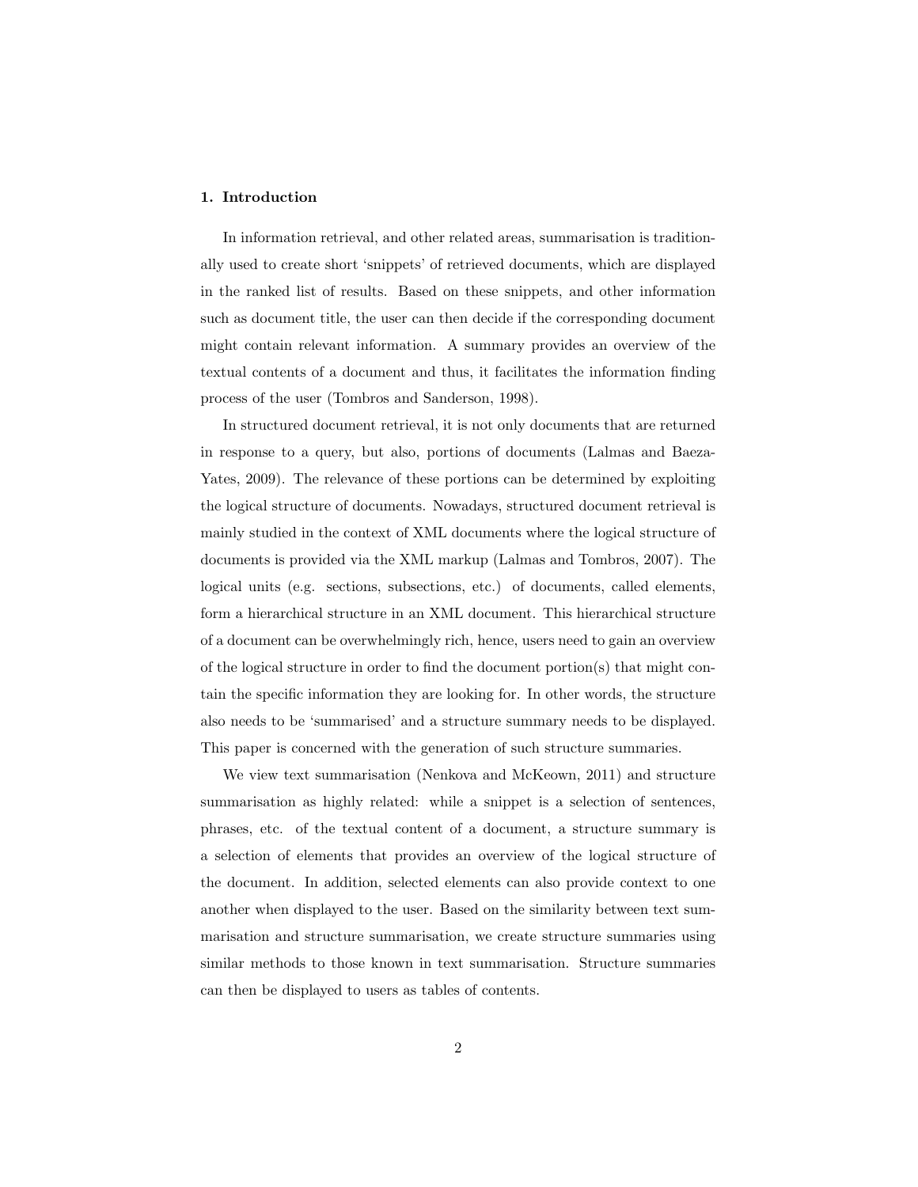## 1. Introduction

In information retrieval, and other related areas, summarisation is traditionally used to create short 'snippets' of retrieved documents, which are displayed in the ranked list of results. Based on these snippets, and other information such as document title, the user can then decide if the corresponding document might contain relevant information. A summary provides an overview of the textual contents of a document and thus, it facilitates the information finding process of the user (Tombros and Sanderson, 1998).

In structured document retrieval, it is not only documents that are returned in response to a query, but also, portions of documents (Lalmas and Baeza-Yates, 2009). The relevance of these portions can be determined by exploiting the logical structure of documents. Nowadays, structured document retrieval is mainly studied in the context of XML documents where the logical structure of documents is provided via the XML markup (Lalmas and Tombros, 2007). The logical units (e.g. sections, subsections, etc.) of documents, called elements, form a hierarchical structure in an XML document. This hierarchical structure of a document can be overwhelmingly rich, hence, users need to gain an overview of the logical structure in order to find the document portion(s) that might contain the specific information they are looking for. In other words, the structure also needs to be 'summarised' and a structure summary needs to be displayed. This paper is concerned with the generation of such structure summaries.

We view text summarisation (Nenkova and McKeown, 2011) and structure summarisation as highly related: while a snippet is a selection of sentences, phrases, etc. of the textual content of a document, a structure summary is a selection of elements that provides an overview of the logical structure of the document. In addition, selected elements can also provide context to one another when displayed to the user. Based on the similarity between text summarisation and structure summarisation, we create structure summaries using similar methods to those known in text summarisation. Structure summaries can then be displayed to users as tables of contents.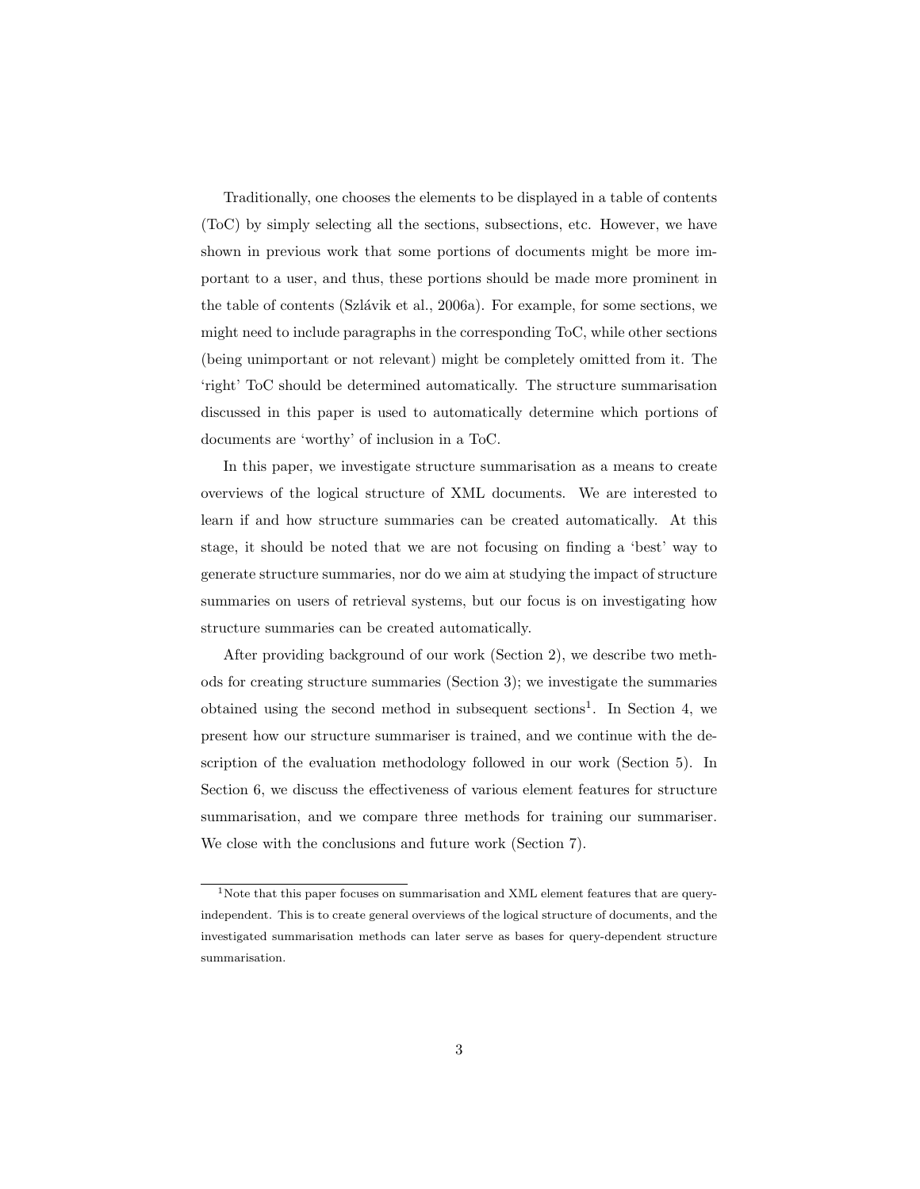Traditionally, one chooses the elements to be displayed in a table of contents (ToC) by simply selecting all the sections, subsections, etc. However, we have shown in previous work that some portions of documents might be more important to a user, and thus, these portions should be made more prominent in the table of contents (Szlávik et al., 2006a). For example, for some sections, we might need to include paragraphs in the corresponding ToC, while other sections (being unimportant or not relevant) might be completely omitted from it. The 'right' ToC should be determined automatically. The structure summarisation discussed in this paper is used to automatically determine which portions of documents are 'worthy' of inclusion in a ToC.

In this paper, we investigate structure summarisation as a means to create overviews of the logical structure of XML documents. We are interested to learn if and how structure summaries can be created automatically. At this stage, it should be noted that we are not focusing on finding a 'best' way to generate structure summaries, nor do we aim at studying the impact of structure summaries on users of retrieval systems, but our focus is on investigating how structure summaries can be created automatically.

After providing background of our work (Section 2), we describe two methods for creating structure summaries (Section 3); we investigate the summaries obtained using the second method in subsequent sections[1]. In Section 4, we present how our structure summariser is trained, and we continue with the description of the evaluation methodology followed in our work (Section 5). In Section 6, we discuss the effectiveness of various element features for structure summarisation, and we compare three methods for training our summariser. We close with the conclusions and future work (Section 7).

[1]Note that this paper focuses on summarisation and XML element features that are query-independent. This is to create general overviews of the logical structure of documents, and the investigated summarisation methods can later serve as bases for query-dependent structure summarisation.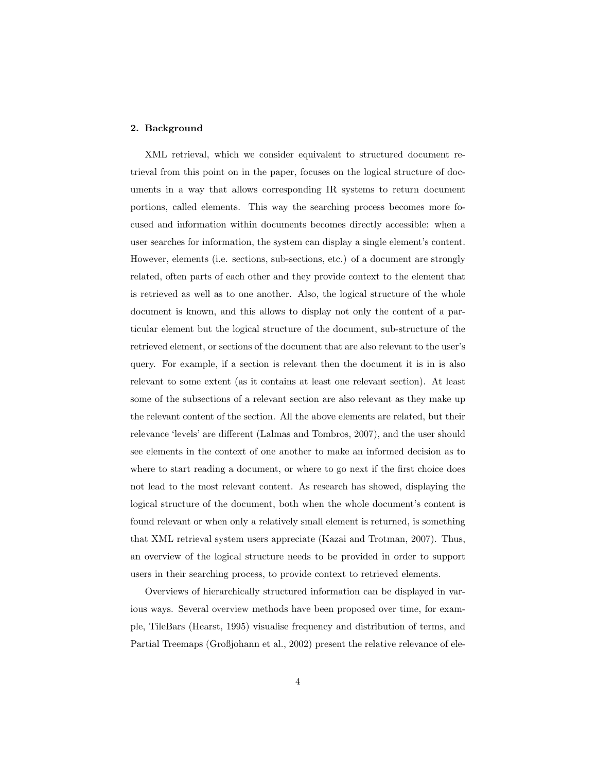## 2. Background

XML retrieval, which we consider equivalent to structured document retrieval from this point on in the paper, focuses on the logical structure of documents in a way that allows corresponding IR systems to return document portions, called elements. This way the searching process becomes more focused and information within documents becomes directly accessible: when a user searches for information, the system can display a single element's content. However, elements (i.e. sections, sub-sections, etc.) of a document are strongly related, often parts of each other and they provide context to the element that is retrieved as well as to one another. Also, the logical structure of the whole document is known, and this allows to display not only the content of a particular element but the logical structure of the document, sub-structure of the retrieved element, or sections of the document that are also relevant to the user's query. For example, if a section is relevant then the document it is in is also relevant to some extent (as it contains at least one relevant section). At least some of the subsections of a relevant section are also relevant as they make up the relevant content of the section. All the above elements are related, but their relevance 'levels' are different (Lalmas and Tombros, 2007), and the user should see elements in the context of one another to make an informed decision as to where to start reading a document, or where to go next if the first choice does not lead to the most relevant content. As research has showed, displaying the logical structure of the document, both when the whole document's content is found relevant or when only a relatively small element is returned, is something that XML retrieval system users appreciate (Kazai and Trotman, 2007). Thus, an overview of the logical structure needs to be provided in order to support users in their searching process, to provide context to retrieved elements.

Overviews of hierarchically structured information can be displayed in various ways. Several overview methods have been proposed over time, for example, TileBars (Hearst, 1995) visualise frequency and distribution of terms, and Partial Treemaps (Großjohann et al., 2002) present the relative relevance of ele-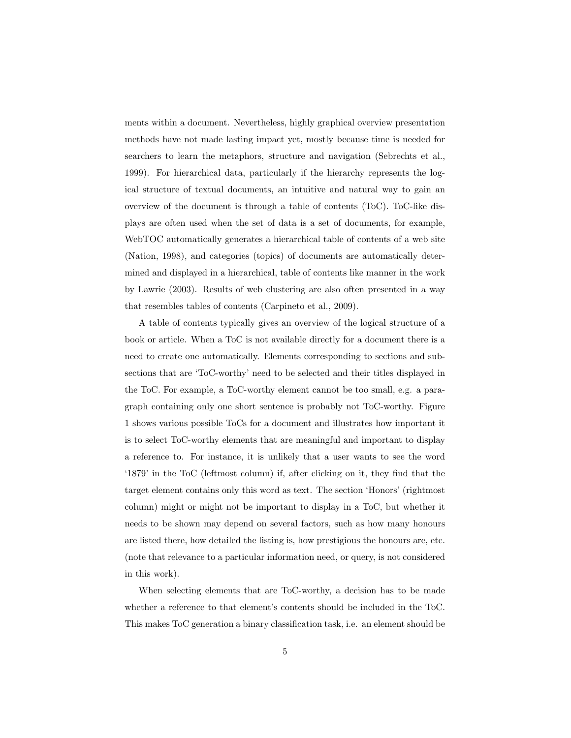ments within a document. Nevertheless, highly graphical overview presentation methods have not made lasting impact yet, mostly because time is needed for searchers to learn the metaphors, structure and navigation (Sebrechts et al., 1999). For hierarchical data, particularly if the hierarchy represents the logical structure of textual documents, an intuitive and natural way to gain an overview of the document is through a table of contents (ToC). ToC-like displays are often used when the set of data is a set of documents, for example, WebTOC automatically generates a hierarchical table of contents of a web site (Nation, 1998), and categories (topics) of documents are automatically determined and displayed in a hierarchical, table of contents like manner in the work by Lawrie (2003). Results of web clustering are also often presented in a way that resembles tables of contents (Carpineto et al., 2009).

A table of contents typically gives an overview of the logical structure of a book or article. When a ToC is not available directly for a document there is a need to create one automatically. Elements corresponding to sections and subsections that are 'ToC-worthy' need to be selected and their titles displayed in the ToC. For example, a ToC-worthy element cannot be too small, e.g. a paragraph containing only one short sentence is probably not ToC-worthy. Figure 1 shows various possible ToCs for a document and illustrates how important it is to select ToC-worthy elements that are meaningful and important to display a reference to. For instance, it is unlikely that a user wants to see the word '1879' in the ToC (leftmost column) if, after clicking on it, they find that the target element contains only this word as text. The section 'Honors' (rightmost column) might or might not be important to display in a ToC, but whether it needs to be shown may depend on several factors, such as how many honours are listed there, how detailed the listing is, how prestigious the honours are, etc. (note that relevance to a particular information need, or query, is not considered in this work).

When selecting elements that are ToC-worthy, a decision has to be made whether a reference to that element's contents should be included in the ToC. This makes ToC generation a binary classification task, i.e. an element should be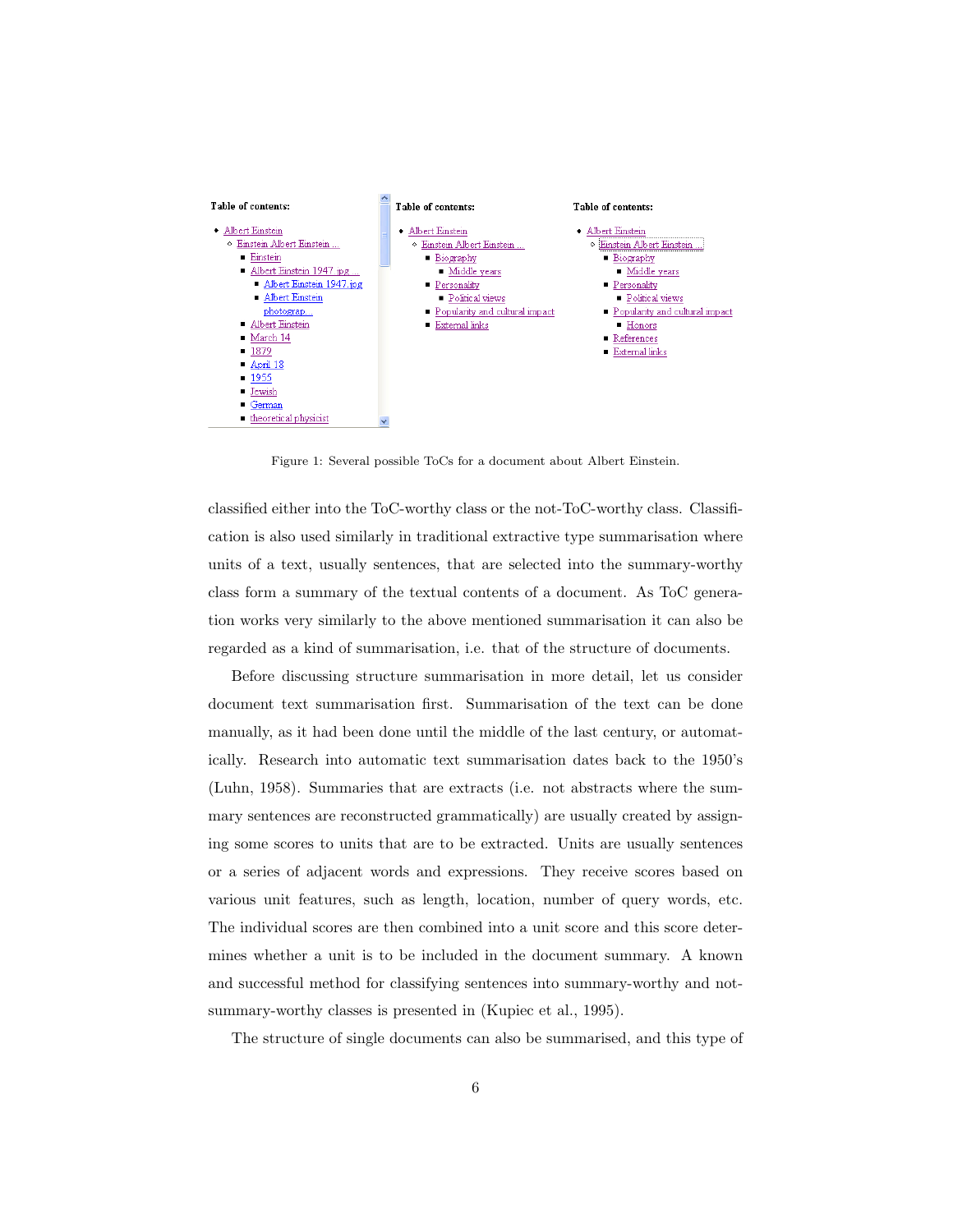Figure 1: Several possible ToCs for a document about Albert Einstein.

classified either into the ToC-worthy class or the not-ToC-worthy class. Classification is also used similarly in traditional extractive type summarisation where units of a text, usually sentences, that are selected into the summary-worthy class form a summary of the textual contents of a document. As ToC generation works very similarly to the above mentioned summarisation it can also be regarded as a kind of summarisation, i.e. that of the structure of documents.

Before discussing structure summarisation in more detail, let us consider document text summarisation first. Summarisation of the text can be done manually, as it had been done until the middle of the last century, or automatically. Research into automatic text summarisation dates back to the 1950's (Luhn, 1958). Summaries that are extracts (i.e. not abstracts where the summary sentences are reconstructed grammatically) are usually created by assigning some scores to units that are to be extracted. Units are usually sentences or a series of adjacent words and expressions. They receive scores based on various unit features, such as length, location, number of query words, etc. The individual scores are then combined into a unit score and this score determines whether a unit is to be included in the document summary. A known and successful method for classifying sentences into summary-worthy and not-summary-worthy classes is presented in (Kupiec et al., 1995).

The structure of single documents can also be summarised, and this type of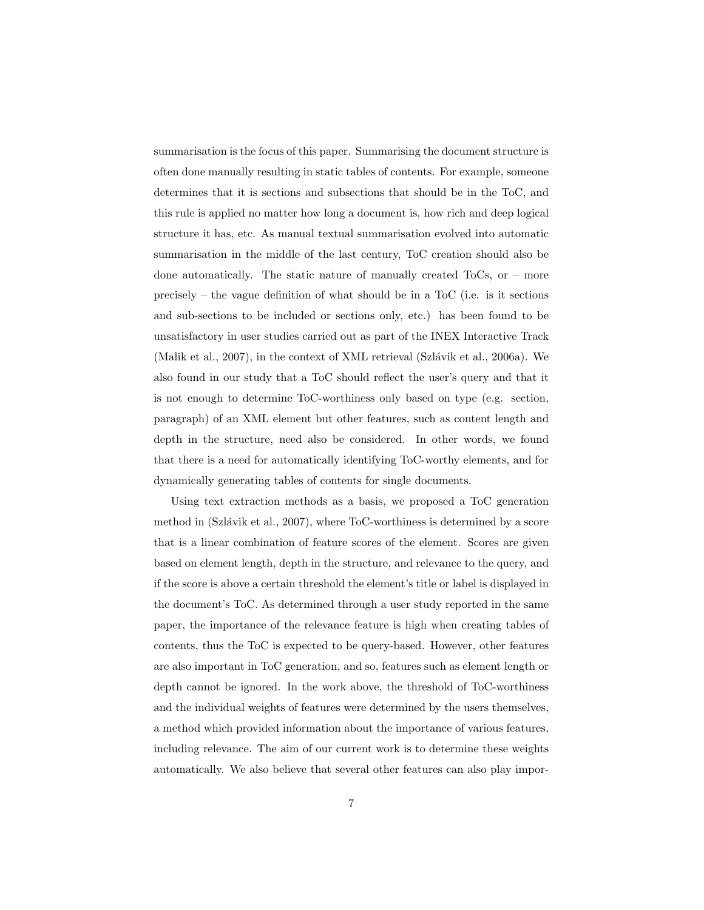summarisation is the focus of this paper. Summarising the document structure is often done manually resulting in static tables of contents. For example, someone determines that it is sections and subsections that should be in the ToC, and this rule is applied no matter how long a document is, how rich and deep logical structure it has, etc. As manual textual summarisation evolved into automatic summarisation in the middle of the last century, ToC creation should also be done automatically. The static nature of manually created ToCs, or – more precisely – the vague definition of what should be in a ToC (i.e. is it sections and sub-sections to be included or sections only, etc.) has been found to be unsatisfactory in user studies carried out as part of the INEX Interactive Track (Malik et al., 2007), in the context of XML retrieval (Szlávik et al., 2006a). We also found in our study that a ToC should reflect the user's query and that it is not enough to determine ToC-worthiness only based on type (e.g. section, paragraph) of an XML element but other features, such as content length and depth in the structure, need also be considered. In other words, we found that there is a need for automatically identifying ToC-worthy elements, and for dynamically generating tables of contents for single documents.

Using text extraction methods as a basis, we proposed a ToC generation method in (Szlávik et al., 2007), where ToC-worthiness is determined by a score that is a linear combination of feature scores of the element. Scores are given based on element length, depth in the structure, and relevance to the query, and if the score is above a certain threshold the element's title or label is displayed in the document's ToC. As determined through a user study reported in the same paper, the importance of the relevance feature is high when creating tables of contents, thus the ToC is expected to be query-based. However, other features are also important in ToC generation, and so, features such as element length or depth cannot be ignored. In the work above, the threshold of ToC-worthiness and the individual weights of features were determined by the users themselves, a method which provided information about the importance of various features, including relevance. The aim of our current work is to determine these weights automatically. We also believe that several other features can also play impor-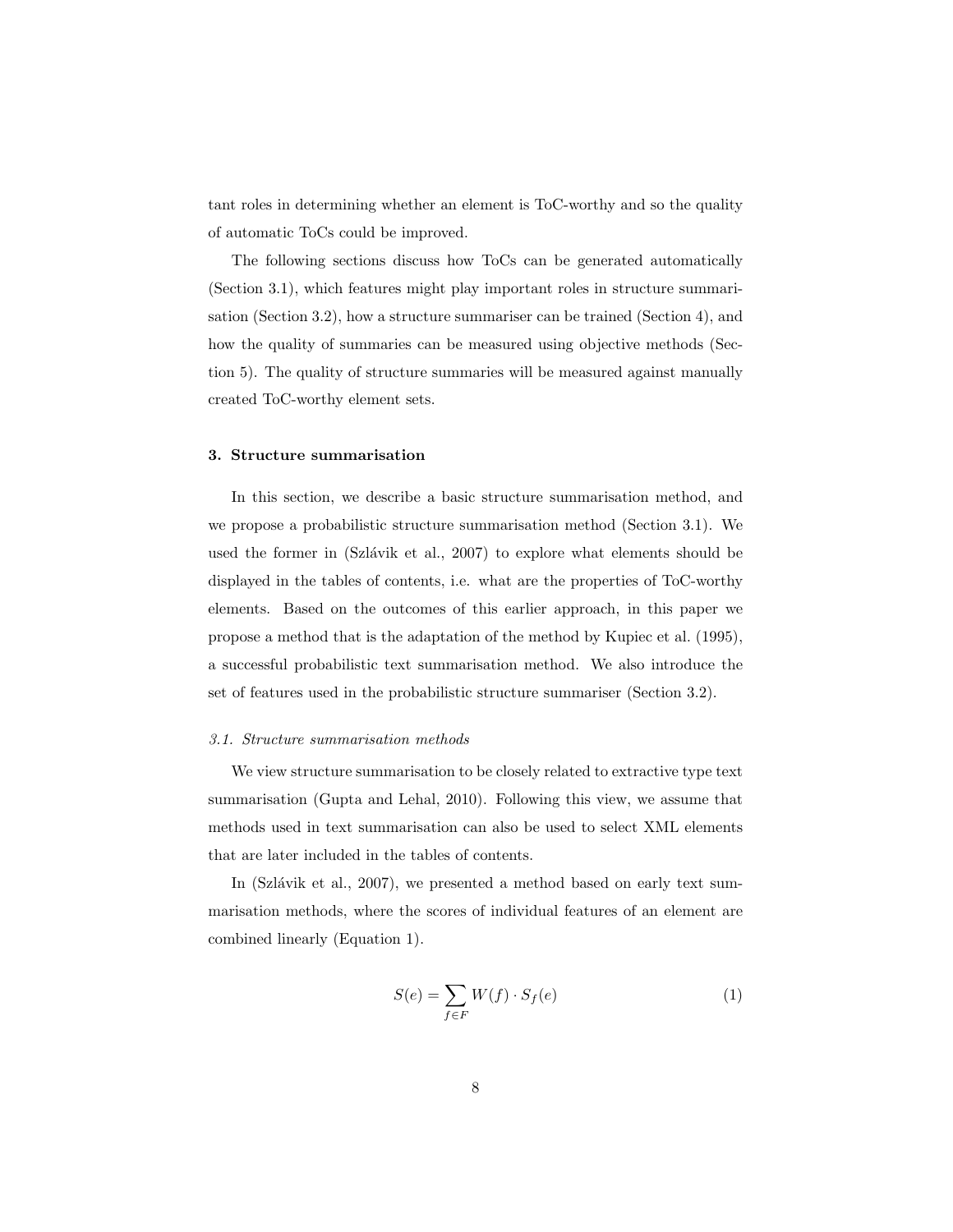tant roles in determining whether an element is ToC-worthy and so the quality of automatic ToCs could be improved.

The following sections discuss how ToCs can be generated automatically (Section 3.1), which features might play important roles in structure summarisation (Section 3.2), how a structure summariser can be trained (Section 4), and how the quality of summaries can be measured using objective methods (Section 5). The quality of structure summaries will be measured against manually created ToC-worthy element sets.

## 3. Structure summarisation

In this section, we describe a basic structure summarisation method, and we propose a probabilistic structure summarisation method (Section 3.1). We used the former in (Szlávik et al., 2007) to explore what elements should be displayed in the tables of contents, i.e. what are the properties of ToC-worthy elements. Based on the outcomes of this earlier approach, in this paper we propose a method that is the adaptation of the method by Kupiec et al. (1995), a successful probabilistic text summarisation method. We also introduce the set of features used in the probabilistic structure summariser (Section 3.2).

### *3.1. Structure summarisation methods*

We view structure summarisation to be closely related to extractive type text summarisation (Gupta and Lehal, 2010). Following this view, we assume that methods used in text summarisation can also be used to select XML elements that are later included in the tables of contents.

In (Szlávik et al., 2007), we presented a method based on early text summarisation methods, where the scores of individual features of an element are combined linearly (Equation 1).

$$S(e) = \sum_{f \in F} W(f) \cdot S_f(e) \tag{1}$$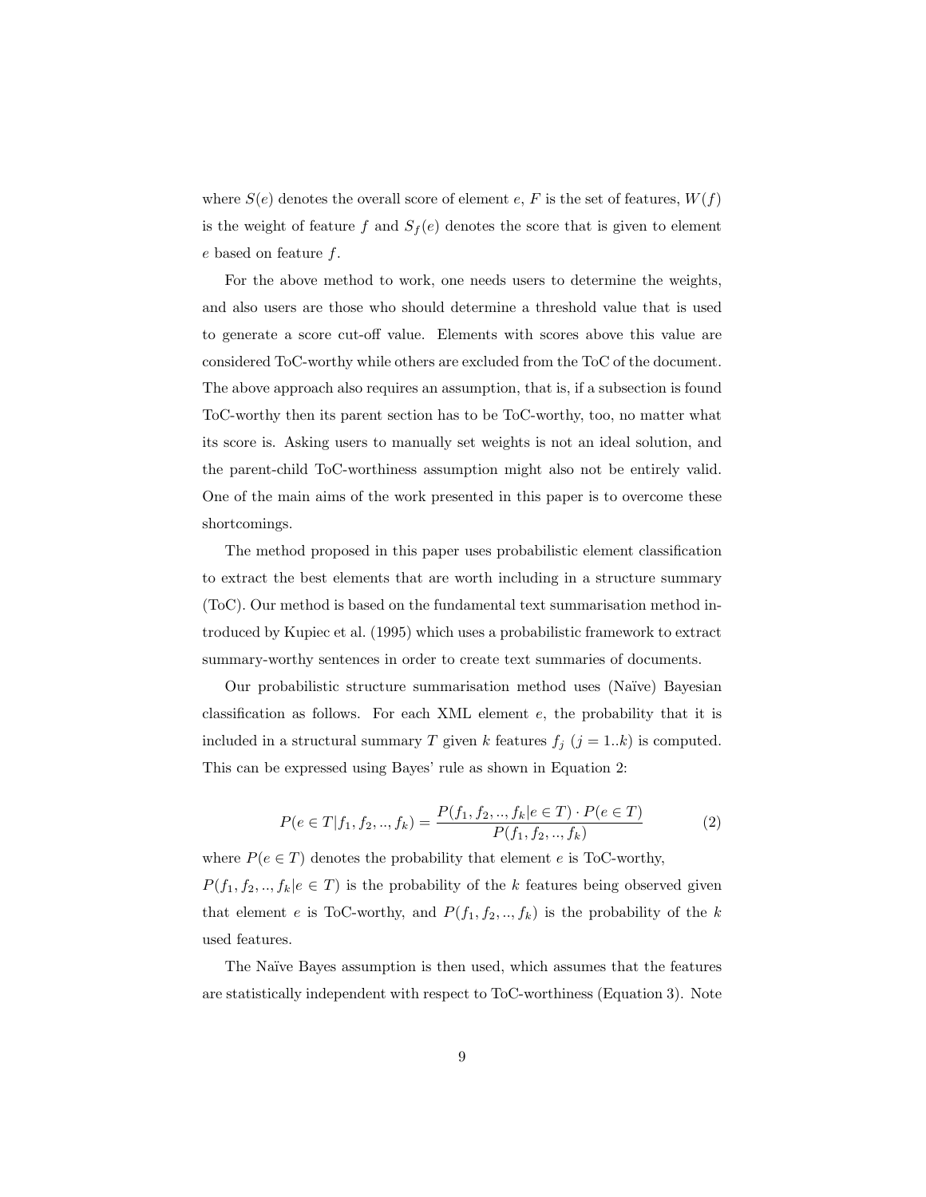where $S(e)$ denotes the overall score of element $e$, $F$ is the set of features, $W(f)$ is the weight of feature $f$ and $S_f(e)$ denotes the score that is given to element $e$ based on feature $f$.

For the above method to work, one needs users to determine the weights, and also users are those who should determine a threshold value that is used to generate a score cut-off value. Elements with scores above this value are considered ToC-worthy while others are excluded from the ToC of the document. The above approach also requires an assumption, that is, if a subsection is found ToC-worthy then its parent section has to be ToC-worthy, too, no matter what its score is. Asking users to manually set weights is not an ideal solution, and the parent-child ToC-worthiness assumption might also not be entirely valid. One of the main aims of the work presented in this paper is to overcome these shortcomings.

The method proposed in this paper uses probabilistic element classification to extract the best elements that are worth including in a structure summary (ToC). Our method is based on the fundamental text summarisation method introduced by Kupiec et al. (1995) which uses a probabilistic framework to extract summary-worthy sentences in order to create text summaries of documents.

Our probabilistic structure summarisation method uses (Naïve) Bayesian classification as follows. For each XML element $e$, the probability that it is included in a structural summary $T$ given $k$ features $f_j$ $(j = 1..k)$ is computed. This can be expressed using Bayes' rule as shown in Equation 2:

$$P(e \in T | f_1, f_2, .., f_k) = \frac{P(f_1, f_2, .., f_k | e \in T) \cdot P(e \in T)}{P(f_1, f_2, .., f_k)} \tag{2}$$

where $P(e \in T)$ denotes the probability that element $e$ is ToC-worthy, $P(f_1, f_2, .., f_k | e \in T)$ is the probability of the $k$ features being observed given that element $e$ is ToC-worthy, and $P(f_1, f_2, .., f_k)$ is the probability of the $k$ used features.

The Naïve Bayes assumption is then used, which assumes that the features are statistically independent with respect to ToC-worthiness (Equation 3). Note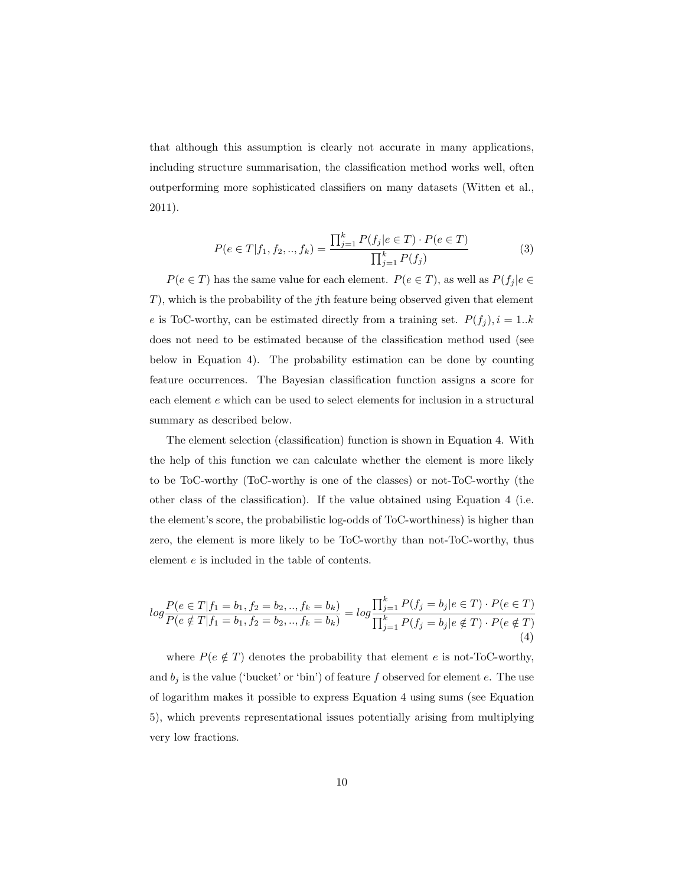that although this assumption is clearly not accurate in many applications, including structure summarisation, the classification method works well, often outperforming more sophisticated classifiers on many datasets (Witten et al., 2011).

$$P(e \in T|f_1, f_2, .., f_k) = \frac{\prod_{j=1}^{k} P(f_j|e \in T) \cdot P(e \in T)}{\prod_{j=1}^{k} P(f_j)} \tag{3}$$

$P(e \in T)$ has the same value for each element. $P(e \in T)$, as well as $P(f_j|e \in T)$, which is the probability of the $j$th feature being observed given that element $e$ is ToC-worthy, can be estimated directly from a training set. $P(f_j), i = 1..k$ does not need to be estimated because of the classification method used (see below in Equation 4). The probability estimation can be done by counting feature occurrences. The Bayesian classification function assigns a score for each element $e$ which can be used to select elements for inclusion in a structural summary as described below.

The element selection (classification) function is shown in Equation 4. With the help of this function we can calculate whether the element is more likely to be ToC-worthy (ToC-worthy is one of the classes) or not-ToC-worthy (the other class of the classification). If the value obtained using Equation 4 (i.e. the element's score, the probabilistic log-odds of ToC-worthiness) is higher than zero, the element is more likely to be ToC-worthy than not-ToC-worthy, thus element $e$ is included in the table of contents.

$$log\frac{P(e \in T|f_1 = b_1, f_2 = b_2, .., f_k = b_k)}{P(e \notin T|f_1 = b_1, f_2 = b_2, .., f_k = b_k)} = log\frac{\prod_{j=1}^{k} P(f_j = b_j|e \in T) \cdot P(e \in T)}{\prod_{j=1}^{k} P(f_j = b_j|e \notin T) \cdot P(e \notin T)} \tag{4}$$

where $P(e \notin T)$ denotes the probability that element $e$ is not-ToC-worthy, and $b_j$ is the value ('bucket' or 'bin') of feature $f$ observed for element $e$. The use of logarithm makes it possible to express Equation 4 using sums (see Equation 5), which prevents representational issues potentially arising from multiplying very low fractions.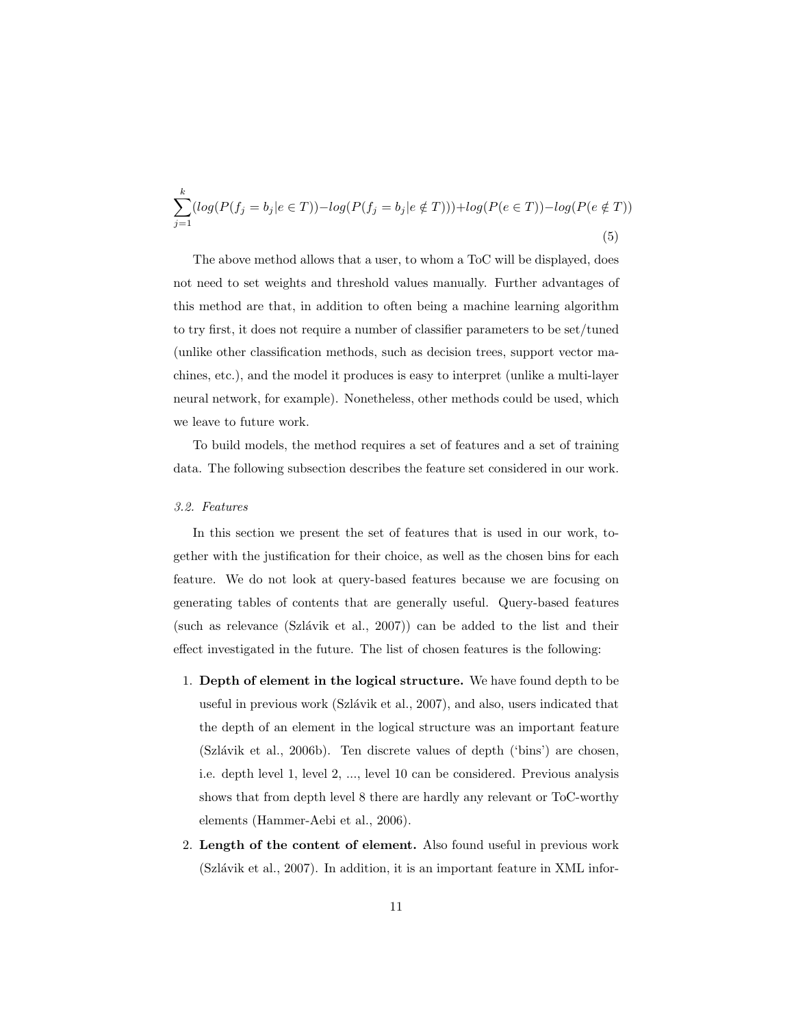$$\sum_{j=1}^{k}(log(P(f_j = b_j|e \in T)) - log(P(f_j = b_j|e \notin T))) + log(P(e \in T)) - log(P(e \notin T)) \tag{5}$$

The above method allows that a user, to whom a ToC will be displayed, does not need to set weights and threshold values manually. Further advantages of this method are that, in addition to often being a machine learning algorithm to try first, it does not require a number of classifier parameters to be set/tuned (unlike other classification methods, such as decision trees, support vector machines, etc.), and the model it produces is easy to interpret (unlike a multi-layer neural network, for example). Nonetheless, other methods could be used, which we leave to future work.

To build models, the method requires a set of features and a set of training data. The following subsection describes the feature set considered in our work.

### *3.2. Features*

In this section we present the set of features that is used in our work, together with the justification for their choice, as well as the chosen bins for each feature. We do not look at query-based features because we are focusing on generating tables of contents that are generally useful. Query-based features (such as relevance (Szlávik et al., 2007)) can be added to the list and their effect investigated in the future. The list of chosen features is the following:

1. **Depth of element in the logical structure.** We have found depth to be useful in previous work (Szlávik et al., 2007), and also, users indicated that the depth of an element in the logical structure was an important feature (Szlávik et al., 2006b). Ten discrete values of depth ('bins') are chosen, i.e. depth level 1, level 2, ..., level 10 can be considered. Previous analysis shows that from depth level 8 there are hardly any relevant or ToC-worthy elements (Hammer-Aebi et al., 2006).
2. **Length of the content of element.** Also found useful in previous work (Szlávik et al., 2007). In addition, it is an important feature in XML infor-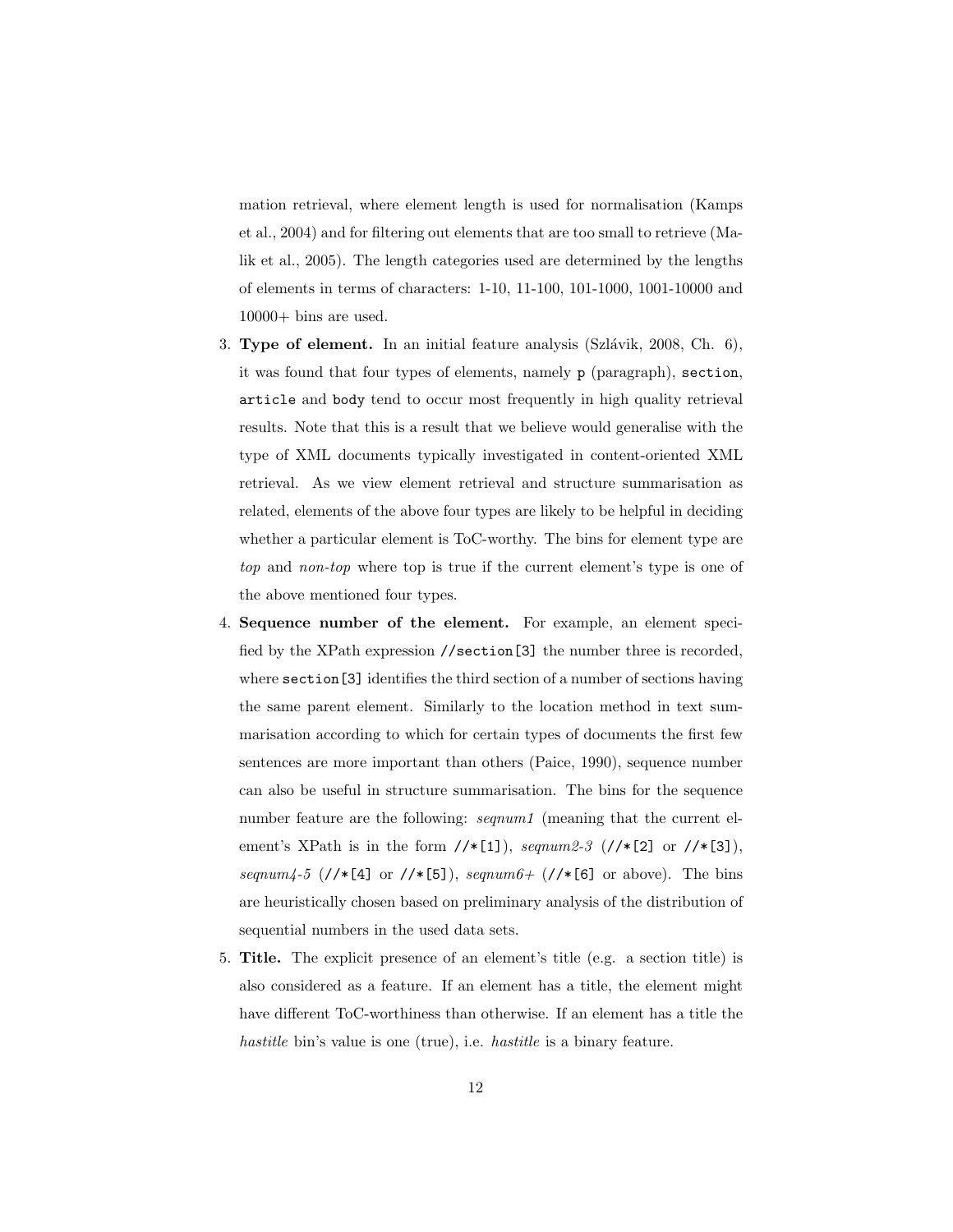mation retrieval, where element length is used for normalisation (Kamps et al., 2004) and for filtering out elements that are too small to retrieve (Malik et al., 2005). The length categories used are determined by the lengths of elements in terms of characters: 1-10, 11-100, 101-1000, 1001-10000 and 10000+ bins are used.

3. **Type of element.** In an initial feature analysis (Szlávik, 2008, Ch. 6), it was found that four types of elements, namely `p` (paragraph), `section`, `article` and `body` tend to occur most frequently in high quality retrieval results. Note that this is a result that we believe would generalise with the type of XML documents typically investigated in content-oriented XML retrieval. As we view element retrieval and structure summarisation as related, elements of the above four types are likely to be helpful in deciding whether a particular element is ToC-worthy. The bins for element type are *top* and *non-top* where top is true if the current element's type is one of the above mentioned four types.

4. **Sequence number of the element.** For example, an element specified by the XPath expression `//section[3]` the number three is recorded, where `section[3]` identifies the third section of a number of sections having the same parent element. Similarly to the location method in text summarisation according to which for certain types of documents the first few sentences are more important than others (Paice, 1990), sequence number can also be useful in structure summarisation. The bins for the sequence number feature are the following: *seqnum1* (meaning that the current element's XPath is in the form `//*[1]`), *seqnum2-3* (`//*[2]` or `//*[3]`), *seqnum4-5* (`//*[4]` or `//*[5]`), *seqnum6+* (`//*[6]` or above). The bins are heuristically chosen based on preliminary analysis of the distribution of sequential numbers in the used data sets.

5. **Title.** The explicit presence of an element's title (e.g. a section title) is also considered as a feature. If an element has a title, the element might have different ToC-worthiness than otherwise. If an element has a title the *hastitle* bin's value is one (true), i.e. *hastitle* is a binary feature.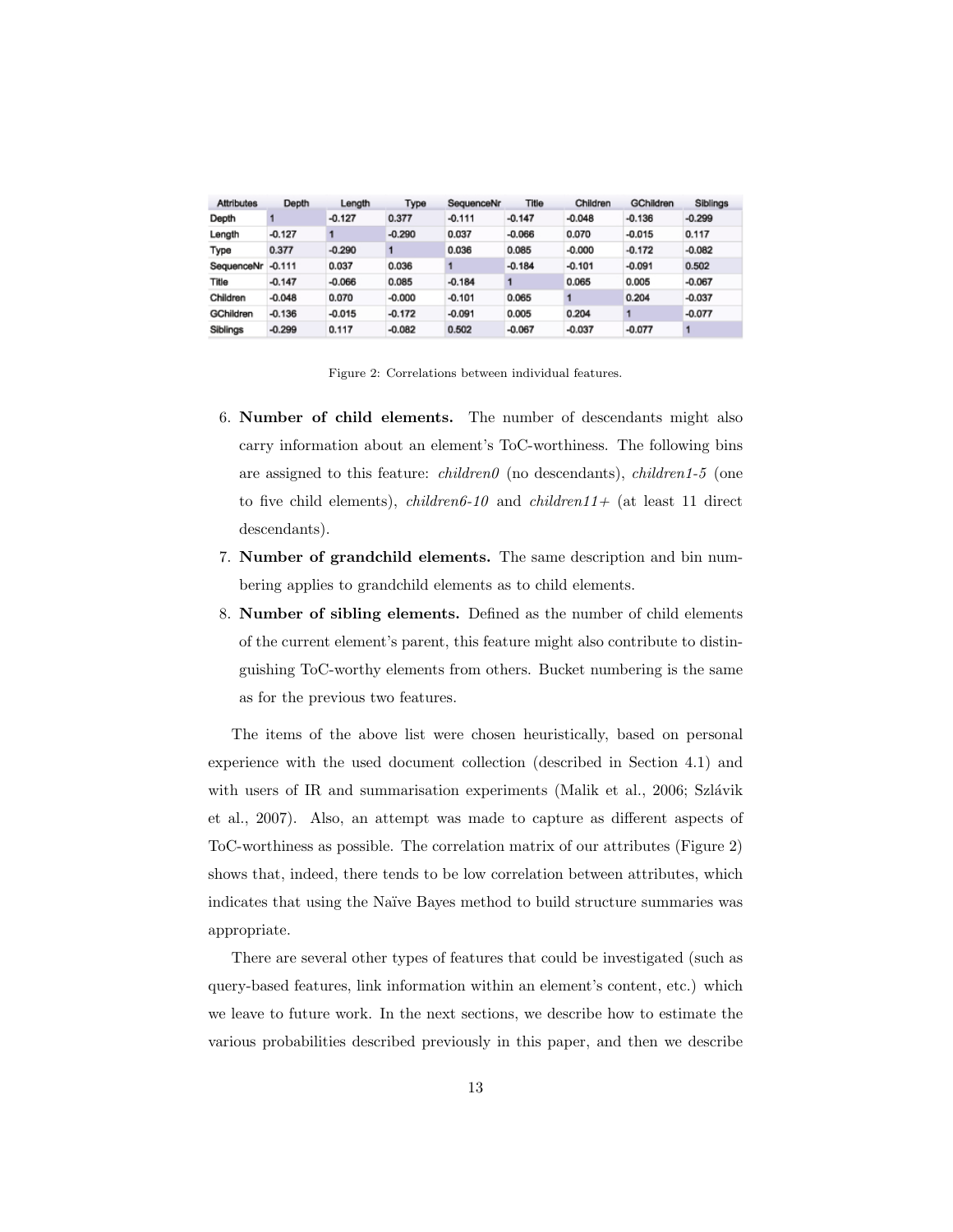| Attributes | Depth | Length | Type | SequenceNr | Title | Children | GChildren | Siblings |
|---|---|---|---|---|---|---|---|---|
| Depth | 1 | -0.127 | 0.377 | -0.111 | -0.147 | -0.048 | -0.136 | -0.299 |
| Length | -0.127 | 1 | -0.290 | 0.037 | -0.066 | 0.070 | -0.015 | 0.117 |
| Type | 0.377 | -0.290 | 1 | 0.036 | 0.085 | -0.000 | -0.172 | -0.082 |
| SequenceNr | -0.111 | 0.037 | 0.036 | 1 | -0.184 | -0.101 | -0.091 | 0.502 |
| Title | -0.147 | -0.066 | 0.085 | -0.184 | 1 | 0.065 | 0.005 | -0.067 |
| Children | -0.048 | 0.070 | -0.000 | -0.101 | 0.065 | 1 | 0.204 | -0.037 |
| GChildren | -0.136 | -0.015 | -0.172 | -0.091 | 0.005 | 0.204 | 1 | -0.077 |
| Siblings | -0.299 | 0.117 | -0.082 | 0.502 | -0.067 | -0.037 | -0.077 | 1 |

Figure 2: Correlations between individual features.

6. **Number of child elements.** The number of descendants might also carry information about an element's ToC-worthiness. The following bins are assigned to this feature: *children0* (no descendants), *children1-5* (one to five child elements), *children6-10* and *children11+* (at least 11 direct descendants).
7. **Number of grandchild elements.** The same description and bin numbering applies to grandchild elements as to child elements.
8. **Number of sibling elements.** Defined as the number of child elements of the current element's parent, this feature might also contribute to distinguishing ToC-worthy elements from others. Bucket numbering is the same as for the previous two features.

The items of the above list were chosen heuristically, based on personal experience with the used document collection (described in Section 4.1) and with users of IR and summarisation experiments (Malik et al., 2006; Szlávik et al., 2007). Also, an attempt was made to capture as different aspects of ToC-worthiness as possible. The correlation matrix of our attributes (Figure 2) shows that, indeed, there tends to be low correlation between attributes, which indicates that using the Naïve Bayes method to build structure summaries was appropriate.

There are several other types of features that could be investigated (such as query-based features, link information within an element's content, etc.) which we leave to future work. In the next sections, we describe how to estimate the various probabilities described previously in this paper, and then we describe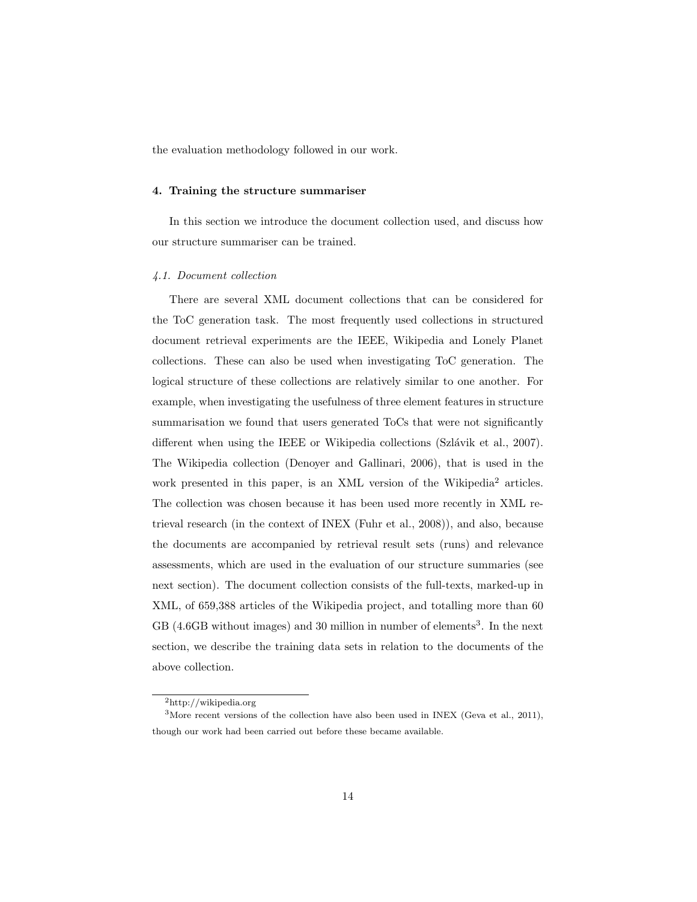the evaluation methodology followed in our work.

## 4. Training the structure summariser

In this section we introduce the document collection used, and discuss how our structure summariser can be trained.

### *4.1. Document collection*

There are several XML document collections that can be considered for the ToC generation task. The most frequently used collections in structured document retrieval experiments are the IEEE, Wikipedia and Lonely Planet collections. These can also be used when investigating ToC generation. The logical structure of these collections are relatively similar to one another. For example, when investigating the usefulness of three element features in structure summarisation we found that users generated ToCs that were not significantly different when using the IEEE or Wikipedia collections (Szlávik et al., 2007). The Wikipedia collection (Denoyer and Gallinari, 2006), that is used in the work presented in this paper, is an XML version of the Wikipedia[2] articles. The collection was chosen because it has been used more recently in XML retrieval research (in the context of INEX (Fuhr et al., 2008)), and also, because the documents are accompanied by retrieval result sets (runs) and relevance assessments, which are used in the evaluation of our structure summaries (see next section). The document collection consists of the full-texts, marked-up in XML, of 659,388 articles of the Wikipedia project, and totalling more than 60 GB (4.6GB without images) and 30 million in number of elements[3]. In the next section, we describe the training data sets in relation to the documents of the above collection.

[2] http://wikipedia.org

[3] More recent versions of the collection have also been used in INEX (Geva et al., 2011), though our work had been carried out before these became available.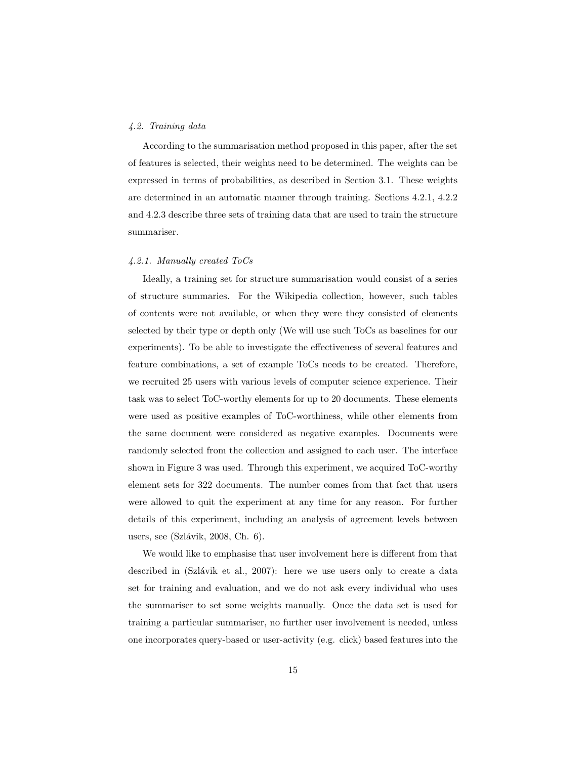### 4.2. Training data

According to the summarisation method proposed in this paper, after the set of features is selected, their weights need to be determined. The weights can be expressed in terms of probabilities, as described in Section 3.1. These weights are determined in an automatic manner through training. Sections 4.2.1, 4.2.2 and 4.2.3 describe three sets of training data that are used to train the structure summariser.

#### 4.2.1. Manually created ToCs

Ideally, a training set for structure summarisation would consist of a series of structure summaries. For the Wikipedia collection, however, such tables of contents were not available, or when they were they consisted of elements selected by their type or depth only (We will use such ToCs as baselines for our experiments). To be able to investigate the effectiveness of several features and feature combinations, a set of example ToCs needs to be created. Therefore, we recruited 25 users with various levels of computer science experience. Their task was to select ToC-worthy elements for up to 20 documents. These elements were used as positive examples of ToC-worthiness, while other elements from the same document were considered as negative examples. Documents were randomly selected from the collection and assigned to each user. The interface shown in Figure 3 was used. Through this experiment, we acquired ToC-worthy element sets for 322 documents. The number comes from that fact that users were allowed to quit the experiment at any time for any reason. For further details of this experiment, including an analysis of agreement levels between users, see (Szlávik, 2008, Ch. 6).

We would like to emphasise that user involvement here is different from that described in (Szlávik et al., 2007): here we use users only to create a data set for training and evaluation, and we do not ask every individual who uses the summariser to set some weights manually. Once the data set is used for training a particular summariser, no further user involvement is needed, unless one incorporates query-based or user-activity (e.g. click) based features into the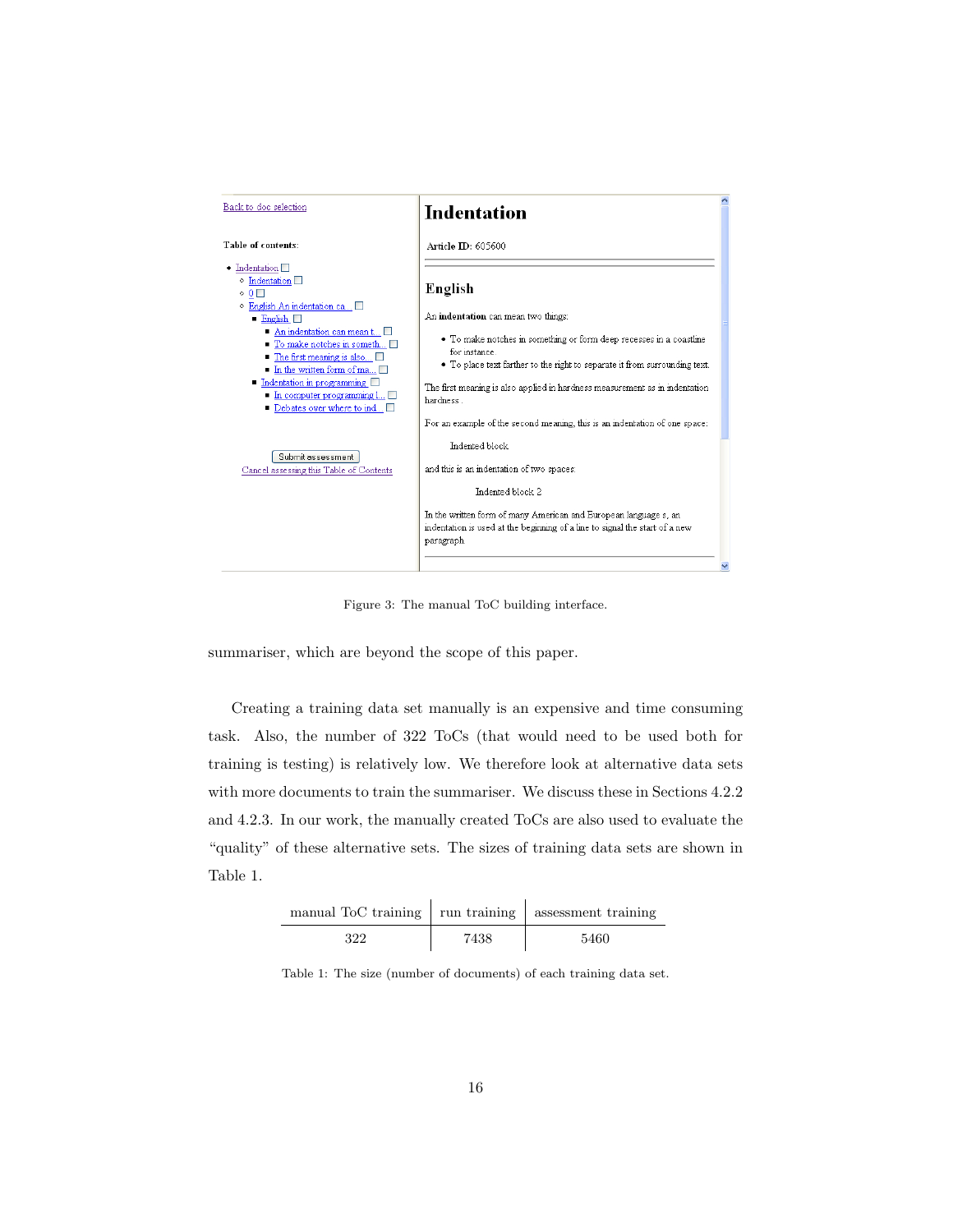Figure 3: The manual ToC building interface.

summariser, which are beyond the scope of this paper.

Creating a training data set manually is an expensive and time consuming task. Also, the number of 322 ToCs (that would need to be used both for training is testing) is relatively low. We therefore look at alternative data sets with more documents to train the summariser. We discuss these in Sections 4.2.2 and 4.2.3. In our work, the manually created ToCs are also used to evaluate the "quality" of these alternative sets. The sizes of training data sets are shown in Table 1.

| manual ToC training | run training | assessment training |
|---|---|---|
| 322 | 7438 | 5460 |

Table 1: The size (number of documents) of each training data set.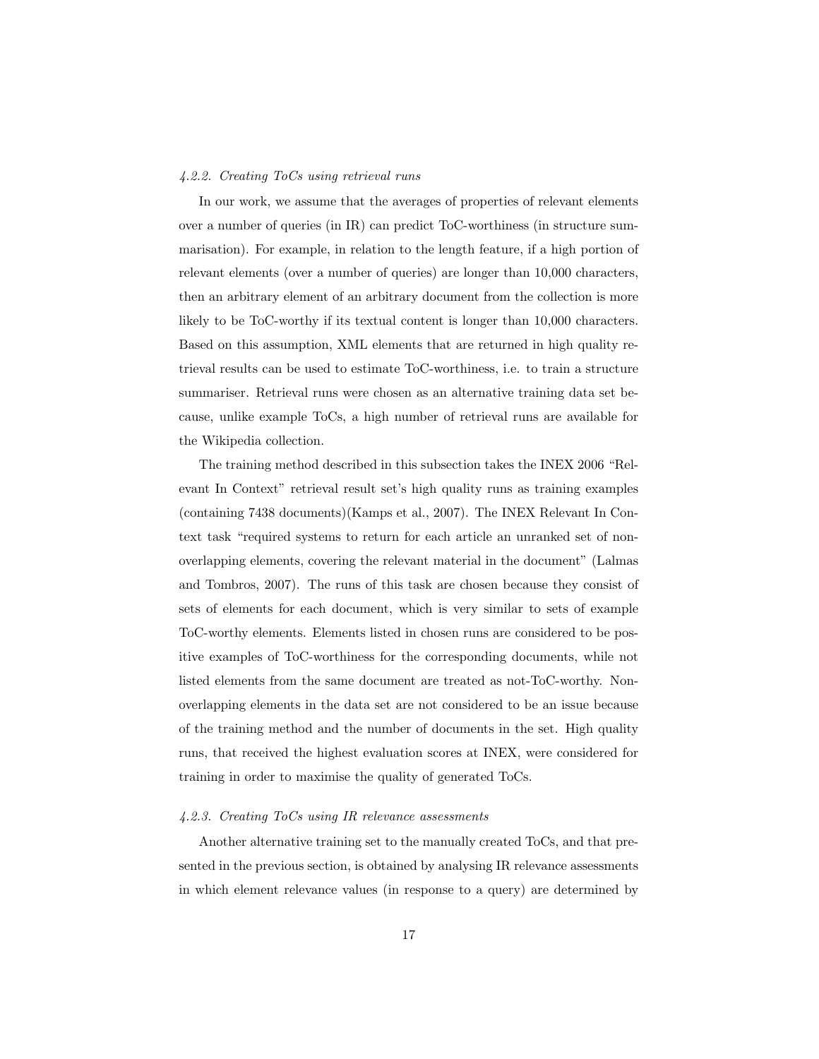#### *4.2.2. Creating ToCs using retrieval runs*

In our work, we assume that the averages of properties of relevant elements over a number of queries (in IR) can predict ToC-worthiness (in structure summarisation). For example, in relation to the length feature, if a high portion of relevant elements (over a number of queries) are longer than 10,000 characters, then an arbitrary element of an arbitrary document from the collection is more likely to be ToC-worthy if its textual content is longer than 10,000 characters. Based on this assumption, XML elements that are returned in high quality retrieval results can be used to estimate ToC-worthiness, i.e. to train a structure summariser. Retrieval runs were chosen as an alternative training data set because, unlike example ToCs, a high number of retrieval runs are available for the Wikipedia collection.

The training method described in this subsection takes the INEX 2006 "Relevant In Context" retrieval result set's high quality runs as training examples (containing 7438 documents)(Kamps et al., 2007). The INEX Relevant In Context task "required systems to return for each article an unranked set of non-overlapping elements, covering the relevant material in the document" (Lalmas and Tombros, 2007). The runs of this task are chosen because they consist of sets of elements for each document, which is very similar to sets of example ToC-worthy elements. Elements listed in chosen runs are considered to be positive examples of ToC-worthiness for the corresponding documents, while not listed elements from the same document are treated as not-ToC-worthy. Non-overlapping elements in the data set are not considered to be an issue because of the training method and the number of documents in the set. High quality runs, that received the highest evaluation scores at INEX, were considered for training in order to maximise the quality of generated ToCs.

#### *4.2.3. Creating ToCs using IR relevance assessments*

Another alternative training set to the manually created ToCs, and that presented in the previous section, is obtained by analysing IR relevance assessments in which element relevance values (in response to a query) are determined by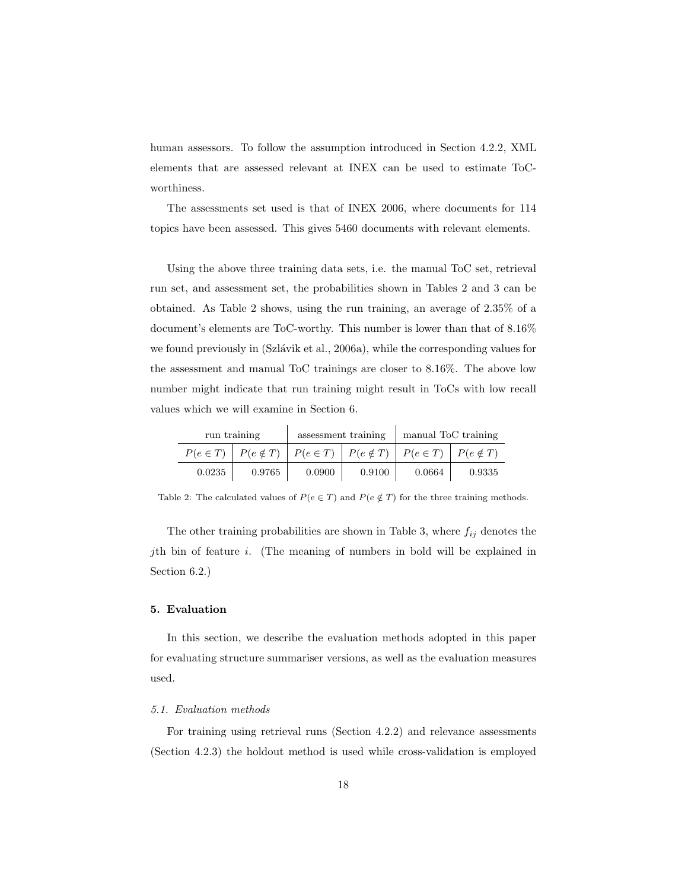human assessors. To follow the assumption introduced in Section 4.2.2, XML elements that are assessed relevant at INEX can be used to estimate ToC-worthiness.

The assessments set used is that of INEX 2006, where documents for 114 topics have been assessed. This gives 5460 documents with relevant elements.

Using the above three training data sets, i.e. the manual ToC set, retrieval run set, and assessment set, the probabilities shown in Tables 2 and 3 can be obtained. As Table 2 shows, using the run training, an average of 2.35% of a document's elements are ToC-worthy. This number is lower than that of 8.16% we found previously in (Szlávik et al., 2006a), while the corresponding values for the assessment and manual ToC trainings are closer to 8.16%. The above low number might indicate that run training might result in ToCs with low recall values which we will examine in Section 6.

| run training | | assessment training | | manual ToC training | |
|---|---|---|---|---|---|
| $P(e \in T)$ | $P(e \notin T)$ | $P(e \in T)$ | $P(e \notin T)$ | $P(e \in T)$ | $P(e \notin T)$ |
| 0.0235 | 0.9765 | 0.0900 | 0.9100 | 0.0664 | 0.9335 |

Table 2: The calculated values of $P(e \in T)$ and $P(e \notin T)$ for the three training methods.

The other training probabilities are shown in Table 3, where $f_{ij}$ denotes the $j$th bin of feature $i$. (The meaning of numbers in bold will be explained in Section 6.2.)

## 5. Evaluation

In this section, we describe the evaluation methods adopted in this paper for evaluating structure summariser versions, as well as the evaluation measures used.

### *5.1. Evaluation methods*

For training using retrieval runs (Section 4.2.2) and relevance assessments (Section 4.2.3) the holdout method is used while cross-validation is employed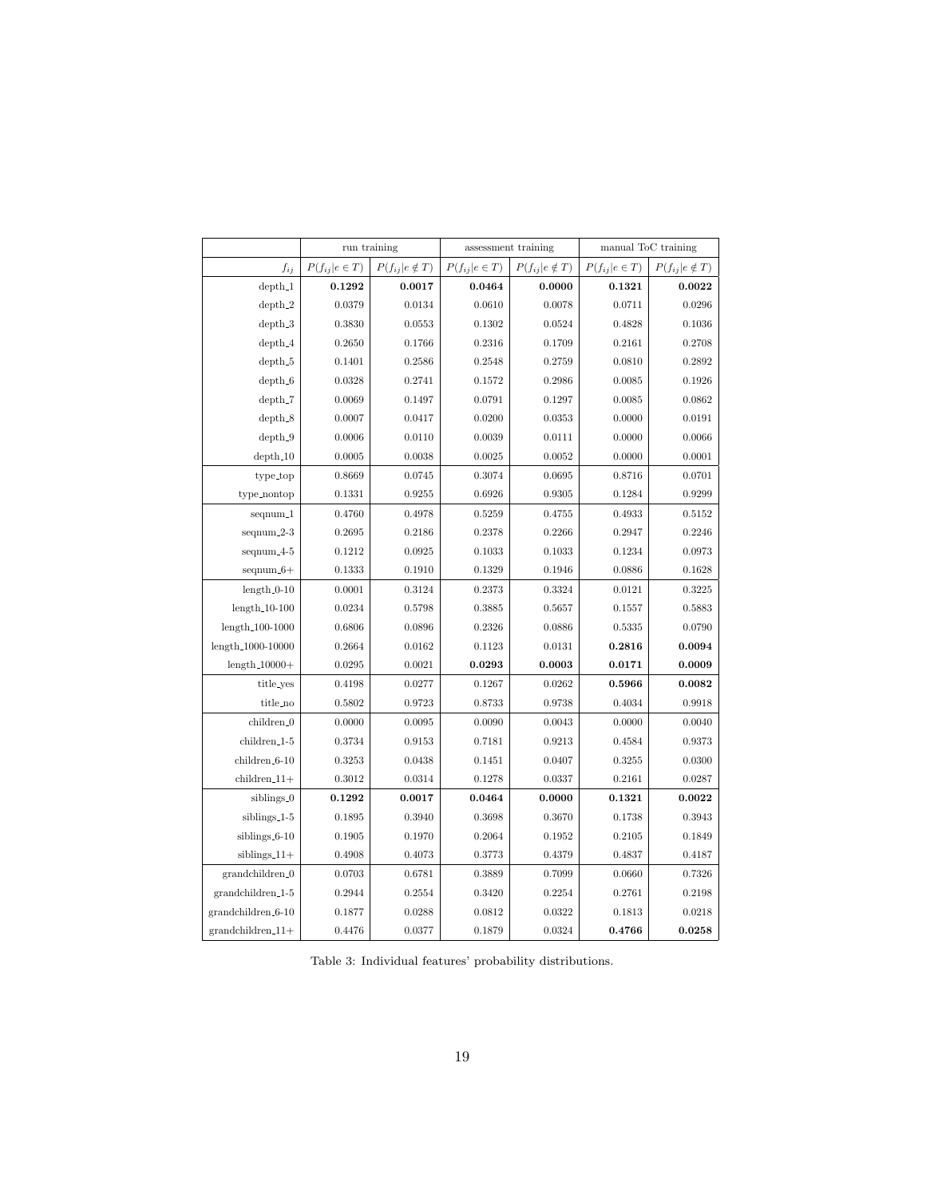| | run training | | assessment training | | manual ToC training | |
|---|---|---|---|---|---|---|
| $f_{ij}$ | $P(f_{ij}\|e \in T)$ | $P(f_{ij}\|e \notin T)$ | $P(f_{ij}\|e \in T)$ | $P(f_{ij}\|e \notin T)$ | $P(f_{ij}\|e \in T)$ | $P(f_{ij}\|e \notin T)$ |
| depth_1 | **0.1292** | **0.0017** | **0.0464** | **0.0000** | **0.1321** | **0.0022** |
| depth_2 | 0.0379 | 0.0134 | 0.0610 | 0.0078 | 0.0711 | 0.0296 |
| depth_3 | 0.3830 | 0.0553 | 0.1302 | 0.0524 | 0.4828 | 0.1036 |
| depth_4 | 0.2650 | 0.1766 | 0.2316 | 0.1709 | 0.2161 | 0.2708 |
| depth_5 | 0.1401 | 0.2586 | 0.2548 | 0.2759 | 0.0810 | 0.2892 |
| depth_6 | 0.0328 | 0.2741 | 0.1572 | 0.2986 | 0.0085 | 0.1926 |
| depth_7 | 0.0069 | 0.1497 | 0.0791 | 0.1297 | 0.0085 | 0.0862 |
| depth_8 | 0.0007 | 0.0417 | 0.0200 | 0.0353 | 0.0000 | 0.0191 |
| depth_9 | 0.0006 | 0.0110 | 0.0039 | 0.0111 | 0.0000 | 0.0066 |
| depth_10 | 0.0005 | 0.0038 | 0.0025 | 0.0052 | 0.0000 | 0.0001 |
| type_top | 0.8669 | 0.0745 | 0.3074 | 0.0695 | 0.8716 | 0.0701 |
| type_nontop | 0.1331 | 0.9255 | 0.6926 | 0.9305 | 0.1284 | 0.9299 |
| seqnum_1 | 0.4760 | 0.4978 | 0.5259 | 0.4755 | 0.4933 | 0.5152 |
| seqnum_2-3 | 0.2695 | 0.2186 | 0.2378 | 0.2266 | 0.2947 | 0.2246 |
| seqnum_4-5 | 0.1212 | 0.0925 | 0.1033 | 0.1033 | 0.1234 | 0.0973 |
| seqnum_6+ | 0.1333 | 0.1910 | 0.1329 | 0.1946 | 0.0886 | 0.1628 |
| length_0-10 | 0.0001 | 0.3124 | 0.2373 | 0.3324 | 0.0121 | 0.3225 |
| length_10-100 | 0.0234 | 0.5798 | 0.3885 | 0.5657 | 0.1557 | 0.5883 |
| length_100-1000 | 0.6806 | 0.0896 | 0.2326 | 0.0886 | 0.5335 | 0.0790 |
| length_1000-10000 | 0.2664 | 0.0162 | 0.1123 | 0.0131 | **0.2816** | **0.0094** |
| length_10000+ | 0.0295 | 0.0021 | **0.0293** | **0.0003** | **0.0171** | **0.0009** |
| title_yes | 0.4198 | 0.0277 | 0.1267 | 0.0262 | **0.5966** | **0.0082** |
| title_no | 0.5802 | 0.9723 | 0.8733 | 0.9738 | 0.4034 | 0.9918 |
| children_0 | 0.0000 | 0.0095 | 0.0090 | 0.0043 | 0.0000 | 0.0040 |
| children_1-5 | 0.3734 | 0.9153 | 0.7181 | 0.9213 | 0.4584 | 0.9373 |
| children_6-10 | 0.3253 | 0.0438 | 0.1451 | 0.0407 | 0.3255 | 0.0300 |
| children_11+ | 0.3012 | 0.0314 | 0.1278 | 0.0337 | 0.2161 | 0.0287 |
| siblings_0 | **0.1292** | **0.0017** | **0.0464** | **0.0000** | **0.1321** | **0.0022** |
| siblings_1-5 | 0.1895 | 0.3940 | 0.3698 | 0.3670 | 0.1738 | 0.3943 |
| siblings_6-10 | 0.1905 | 0.1970 | 0.2064 | 0.1952 | 0.2105 | 0.1849 |
| siblings_11+ | 0.4908 | 0.4073 | 0.3773 | 0.4379 | 0.4837 | 0.4187 |
| grandchildren_0 | 0.0703 | 0.6781 | 0.3889 | 0.7099 | 0.0660 | 0.7326 |
| grandchildren_1-5 | 0.2944 | 0.2554 | 0.3420 | 0.2254 | 0.2761 | 0.2198 |
| grandchildren_6-10 | 0.1877 | 0.0288 | 0.0812 | 0.0322 | 0.1813 | 0.0218 |
| grandchildren_11+ | 0.4476 | 0.0377 | 0.1879 | 0.0324 | **0.4766** | **0.0258** |

Table 3: Individual features' probability distributions.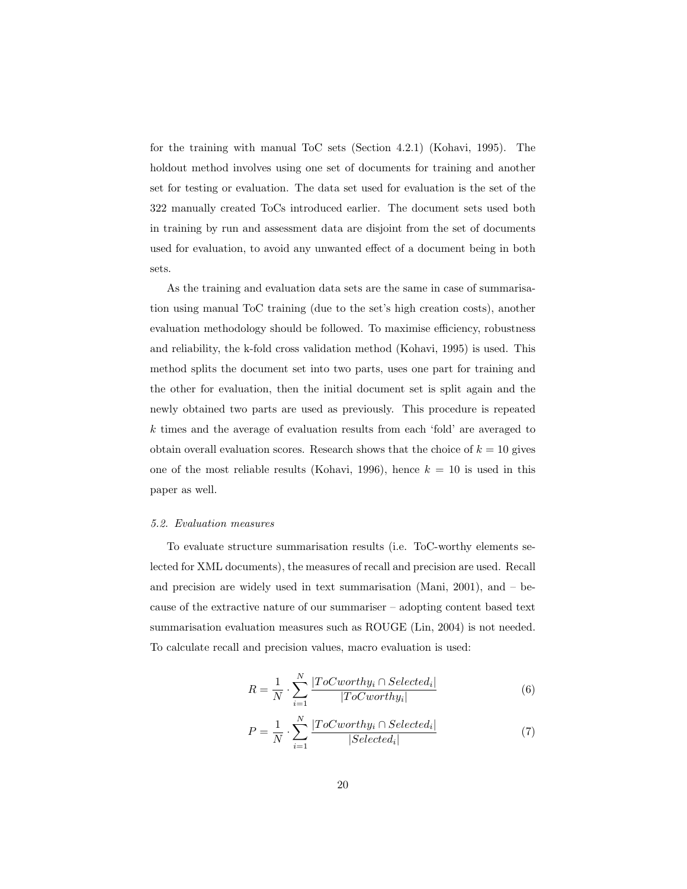for the training with manual ToC sets (Section 4.2.1) (Kohavi, 1995). The holdout method involves using one set of documents for training and another set for testing or evaluation. The data set used for evaluation is the set of the 322 manually created ToCs introduced earlier. The document sets used both in training by run and assessment data are disjoint from the set of documents used for evaluation, to avoid any unwanted effect of a document being in both sets.

As the training and evaluation data sets are the same in case of summarisation using manual ToC training (due to the set's high creation costs), another evaluation methodology should be followed. To maximise efficiency, robustness and reliability, the k-fold cross validation method (Kohavi, 1995) is used. This method splits the document set into two parts, uses one part for training and the other for evaluation, then the initial document set is split again and the newly obtained two parts are used as previously. This procedure is repeated $k$ times and the average of evaluation results from each 'fold' are averaged to obtain overall evaluation scores. Research shows that the choice of $k = 10$ gives one of the most reliable results (Kohavi, 1996), hence $k = 10$ is used in this paper as well.

### *5.2. Evaluation measures*

To evaluate structure summarisation results (i.e. ToC-worthy elements selected for XML documents), the measures of recall and precision are used. Recall and precision are widely used in text summarisation (Mani, 2001), and – because of the extractive nature of our summariser – adopting content based text summarisation evaluation measures such as ROUGE (Lin, 2004) is not needed. To calculate recall and precision values, macro evaluation is used:

$$R = \frac{1}{N} \cdot \sum_{i=1}^{N} \frac{|ToCworthy_i \cap Selected_i|}{|ToCworthy_i|} \tag{6}$$

$$P = \frac{1}{N} \cdot \sum_{i=1}^{N} \frac{|ToCworthy_i \cap Selected_i|}{|Selected_i|} \tag{7}$$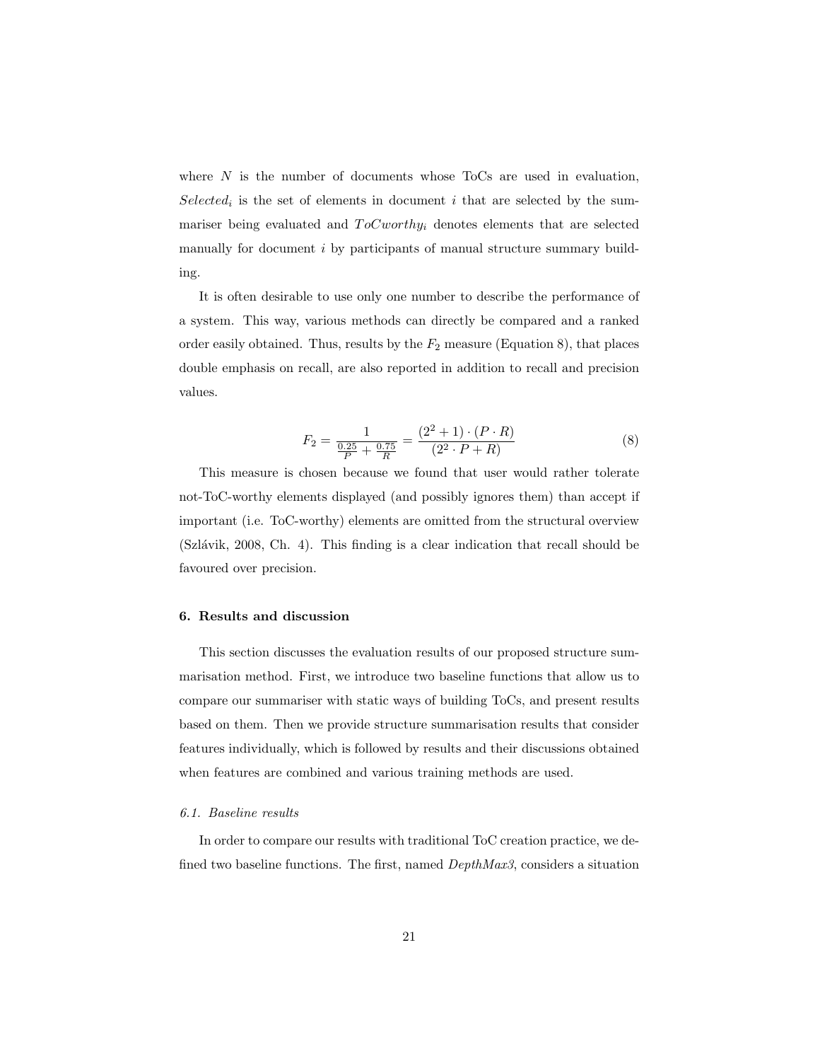where $N$ is the number of documents whose ToCs are used in evaluation, $Selected_i$ is the set of elements in document $i$ that are selected by the summariser being evaluated and $ToCworthy_i$ denotes elements that are selected manually for document $i$ by participants of manual structure summary building.

It is often desirable to use only one number to describe the performance of a system. This way, various methods can directly be compared and a ranked order easily obtained. Thus, results by the $F_2$ measure (Equation 8), that places double emphasis on recall, are also reported in addition to recall and precision values.

$$F_2 = \frac{1}{\frac{0.25}{P} + \frac{0.75}{R}} = \frac{(2^2 + 1) \cdot (P \cdot R)}{(2^2 \cdot P + R)} \tag{8}$$

This measure is chosen because we found that user would rather tolerate not-ToC-worthy elements displayed (and possibly ignores them) than accept if important (i.e. ToC-worthy) elements are omitted from the structural overview (Szlávik, 2008, Ch. 4). This finding is a clear indication that recall should be favoured over precision.

## 6. Results and discussion

This section discusses the evaluation results of our proposed structure summarisation method. First, we introduce two baseline functions that allow us to compare our summariser with static ways of building ToCs, and present results based on them. Then we provide structure summarisation results that consider features individually, which is followed by results and their discussions obtained when features are combined and various training methods are used.

### *6.1. Baseline results*

In order to compare our results with traditional ToC creation practice, we defined two baseline functions. The first, named *DepthMax3*, considers a situation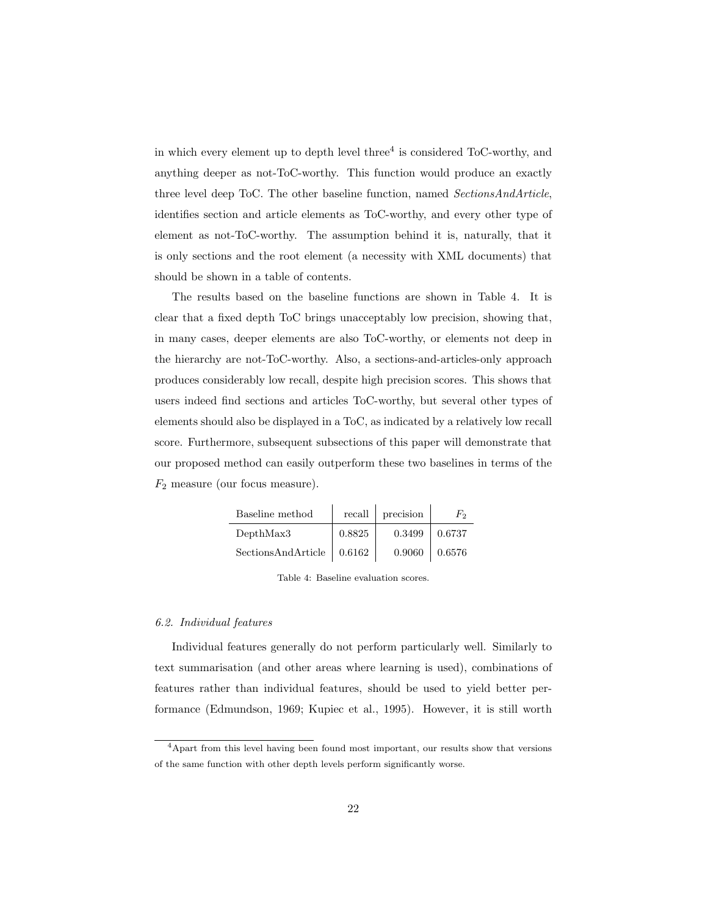in which every element up to depth level three[4] is considered ToC-worthy, and anything deeper as not-ToC-worthy. This function would produce an exactly three level deep ToC. The other baseline function, named *SectionsAndArticle*, identifies section and article elements as ToC-worthy, and every other type of element as not-ToC-worthy. The assumption behind it is, naturally, that it is only sections and the root element (a necessity with XML documents) that should be shown in a table of contents.

The results based on the baseline functions are shown in Table 4. It is clear that a fixed depth ToC brings unacceptably low precision, showing that, in many cases, deeper elements are also ToC-worthy, or elements not deep in the hierarchy are not-ToC-worthy. Also, a sections-and-articles-only approach produces considerably low recall, despite high precision scores. This shows that users indeed find sections and articles ToC-worthy, but several other types of elements should also be displayed in a ToC, as indicated by a relatively low recall score. Furthermore, subsequent subsections of this paper will demonstrate that our proposed method can easily outperform these two baselines in terms of the $F_2$ measure (our focus measure).

| Baseline method | recall | precision | $F_2$ |
|---|---|---|---|
| DepthMax3 | 0.8825 | 0.3499 | 0.6737 |
| SectionsAndArticle | 0.6162 | 0.9060 | 0.6576 |

Table 4: Baseline evaluation scores.

### 6.2. Individual features

Individual features generally do not perform particularly well. Similarly to text summarisation (and other areas where learning is used), combinations of features rather than individual features, should be used to yield better performance (Edmundson, 1969; Kupiec et al., 1995). However, it is still worth

[4] Apart from this level having been found most important, our results show that versions of the same function with other depth levels perform significantly worse.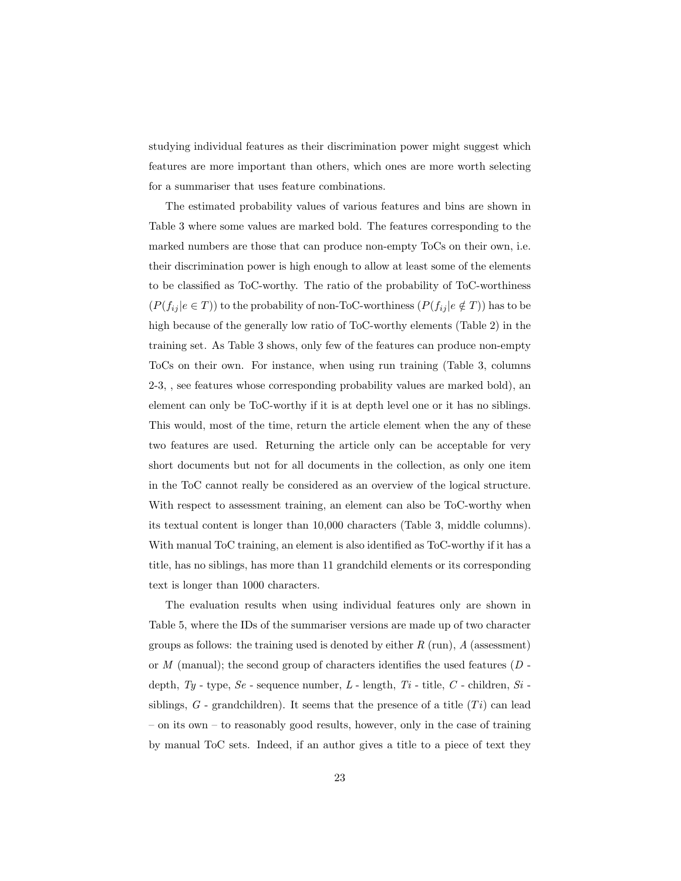studying individual features as their discrimination power might suggest which features are more important than others, which ones are more worth selecting for a summariser that uses feature combinations.

The estimated probability values of various features and bins are shown in Table 3 where some values are marked bold. The features corresponding to the marked numbers are those that can produce non-empty ToCs on their own, i.e. their discrimination power is high enough to allow at least some of the elements to be classified as ToC-worthy. The ratio of the probability of ToC-worthiness ($P(f_{ij}|e \in T)$) to the probability of non-ToC-worthiness ($P(f_{ij}|e \notin T)$) has to be high because of the generally low ratio of ToC-worthy elements (Table 2) in the training set. As Table 3 shows, only few of the features can produce non-empty ToCs on their own. For instance, when using run training (Table 3, columns 2-3, , see features whose corresponding probability values are marked bold), an element can only be ToC-worthy if it is at depth level one or it has no siblings. This would, most of the time, return the article element when the any of these two features are used. Returning the article only can be acceptable for very short documents but not for all documents in the collection, as only one item in the ToC cannot really be considered as an overview of the logical structure. With respect to assessment training, an element can also be ToC-worthy when its textual content is longer than 10,000 characters (Table 3, middle columns). With manual ToC training, an element is also identified as ToC-worthy if it has a title, has no siblings, has more than 11 grandchild elements or its corresponding text is longer than 1000 characters.

The evaluation results when using individual features only are shown in Table 5, where the IDs of the summariser versions are made up of two character groups as follows: the training used is denoted by either $R$ (run), $A$ (assessment) or $M$ (manual); the second group of characters identifies the used features ($D$ - depth, $Ty$ - type, $Se$ - sequence number, $L$ - length, $Ti$ - title, $C$ - children, $Si$ - siblings, $G$ - grandchildren). It seems that the presence of a title ($Ti$) can lead – on its own – to reasonably good results, however, only in the case of training by manual ToC sets. Indeed, if an author gives a title to a piece of text they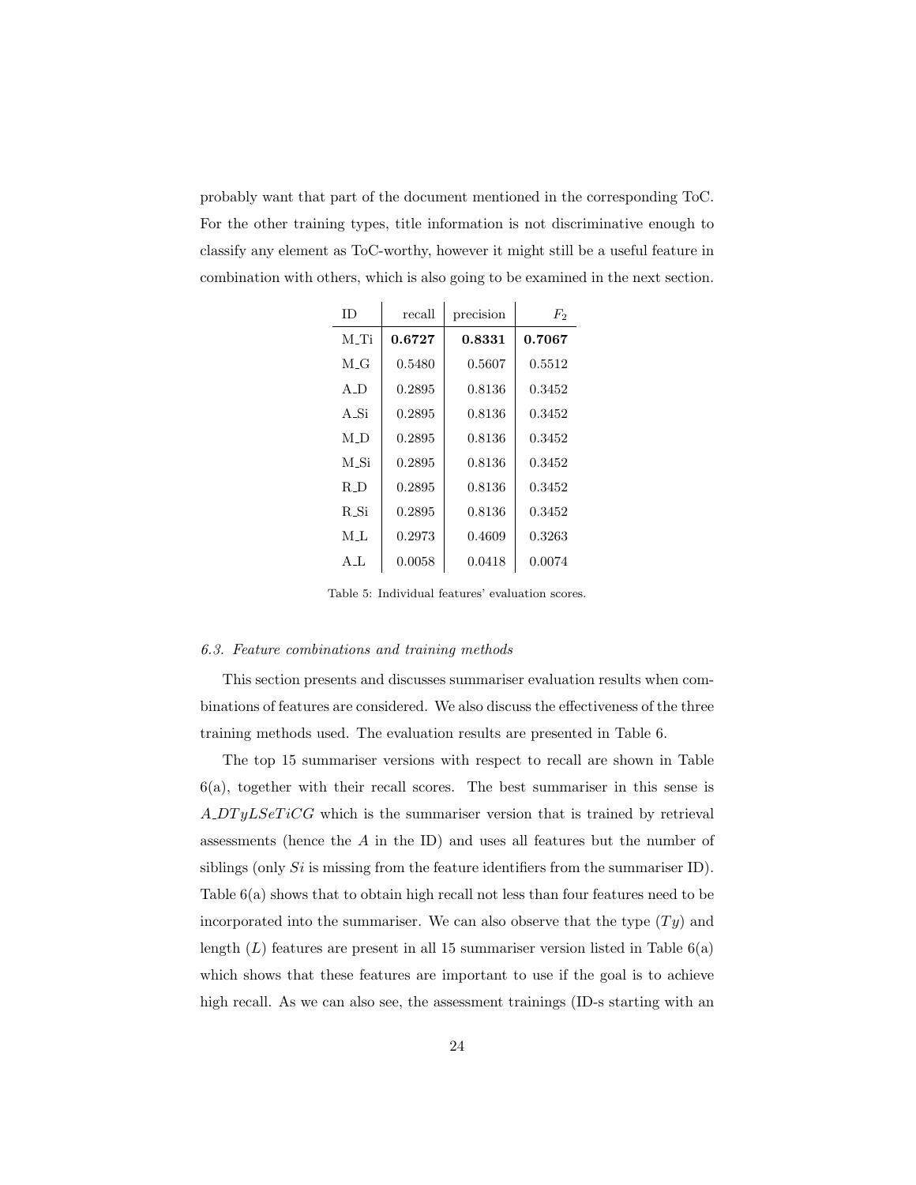probably want that part of the document mentioned in the corresponding ToC. For the other training types, title information is not discriminative enough to classify any element as ToC-worthy, however it might still be a useful feature in combination with others, which is also going to be examined in the next section.

| ID | recall | precision | $F_2$ |
|---|---|---|---|
| M_Ti | **0.6727** | **0.8331** | **0.7067** |
| M_G | 0.5480 | 0.5607 | 0.5512 |
| A_D | 0.2895 | 0.8136 | 0.3452 |
| A_Si | 0.2895 | 0.8136 | 0.3452 |
| M_D | 0.2895 | 0.8136 | 0.3452 |
| M_Si | 0.2895 | 0.8136 | 0.3452 |
| R_D | 0.2895 | 0.8136 | 0.3452 |
| R_Si | 0.2895 | 0.8136 | 0.3452 |
| M_L | 0.2973 | 0.4609 | 0.3263 |
| A_L | 0.0058 | 0.0418 | 0.0074 |

Table 5: Individual features' evaluation scores.

### *6.3. Feature combinations and training methods*

This section presents and discusses summariser evaluation results when combinations of features are considered. We also discuss the effectiveness of the three training methods used. The evaluation results are presented in Table 6.

The top 15 summariser versions with respect to recall are shown in Table 6(a), together with their recall scores. The best summariser in this sense is $A\_DTyLSeTiCG$ which is the summariser version that is trained by retrieval assessments (hence the $A$ in the ID) and uses all features but the number of siblings (only $Si$ is missing from the feature identifiers from the summariser ID). Table 6(a) shows that to obtain high recall not less than four features need to be incorporated into the summariser. We can also observe that the type ($Ty$) and length ($L$) features are present in all 15 summariser version listed in Table 6(a) which shows that these features are important to use if the goal is to achieve high recall. As we can also see, the assessment trainings (ID-s starting with an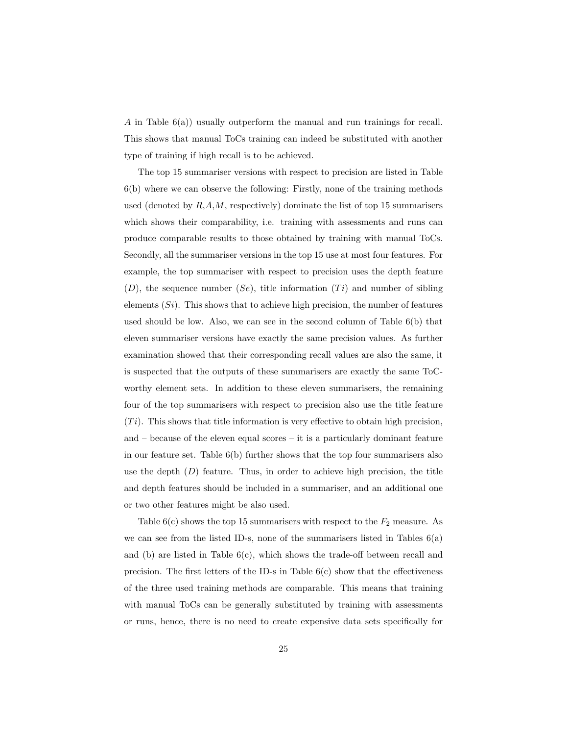$A$ in Table 6(a)) usually outperform the manual and run trainings for recall. This shows that manual ToCs training can indeed be substituted with another type of training if high recall is to be achieved.

The top 15 summariser versions with respect to precision are listed in Table 6(b) where we can observe the following: Firstly, none of the training methods used (denoted by $R$,$A$,$M$, respectively) dominate the list of top 15 summarisers which shows their comparability, i.e. training with assessments and runs can produce comparable results to those obtained by training with manual ToCs. Secondly, all the summariser versions in the top 15 use at most four features. For example, the top summariser with respect to precision uses the depth feature ($D$), the sequence number ($Se$), title information ($Ti$) and number of sibling elements ($Si$). This shows that to achieve high precision, the number of features used should be low. Also, we can see in the second column of Table 6(b) that eleven summariser versions have exactly the same precision values. As further examination showed that their corresponding recall values are also the same, it is suspected that the outputs of these summarisers are exactly the same ToC-worthy element sets. In addition to these eleven summarisers, the remaining four of the top summarisers with respect to precision also use the title feature ($Ti$). This shows that title information is very effective to obtain high precision, and – because of the eleven equal scores – it is a particularly dominant feature in our feature set. Table 6(b) further shows that the top four summarisers also use the depth ($D$) feature. Thus, in order to achieve high precision, the title and depth features should be included in a summariser, and an additional one or two other features might be also used.

Table 6(c) shows the top 15 summarisers with respect to the $F_2$ measure. As we can see from the listed ID-s, none of the summarisers listed in Tables 6(a) and (b) are listed in Table 6(c), which shows the trade-off between recall and precision. The first letters of the ID-s in Table 6(c) show that the effectiveness of the three used training methods are comparable. This means that training with manual ToCs can be generally substituted by training with assessments or runs, hence, there is no need to create expensive data sets specifically for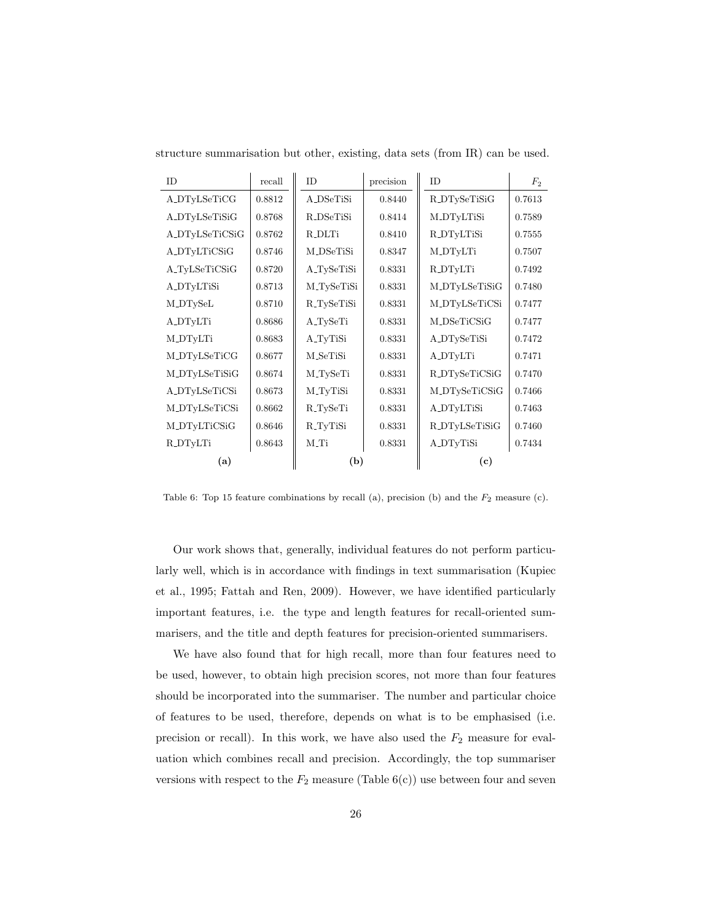structure summarisation but other, existing, data sets (from IR) can be used.

| ID | recall | ID | precision | ID | $F_2$ |
|---|---|---|---|---|---|
| A_DTyLSeTiCG | 0.8812 | A_DSeTiSi | 0.8440 | R_DTySeTiSiG | 0.7613 |
| A_DTyLSeTiSiG | 0.8768 | R_DSeTiSi | 0.8414 | M_DTyLTiSi | 0.7589 |
| A_DTyLSeTiCSiG | 0.8762 | R_DLTi | 0.8410 | R_DTyLTiSi | 0.7555 |
| A_DTyLTiCSiG | 0.8746 | M_DSeTiSi | 0.8347 | M_DTyLTi | 0.7507 |
| A_TyLSeTiCSiG | 0.8720 | A_TySeTiSi | 0.8331 | R_DTyLTi | 0.7492 |
| A_DTyLTiSi | 0.8713 | M_TySeTiSi | 0.8331 | M_DTyLSeTiSiG | 0.7480 |
| M_DTySeL | 0.8710 | R_TySeTiSi | 0.8331 | M_DTyLSeTiCSi | 0.7477 |
| A_DTyLTi | 0.8686 | A_TySeTi | 0.8331 | M_DSeTiCSiG | 0.7477 |
| M_DTyLTi | 0.8683 | A_TyTiSi | 0.8331 | A_DTySeTiSi | 0.7472 |
| M_DTyLSeTiCG | 0.8677 | M_SeTiSi | 0.8331 | A_DTyLTi | 0.7471 |
| M_DTyLSeTiSiG | 0.8674 | M_TySeTi | 0.8331 | R_DTySeTiCSiG | 0.7470 |
| A_DTyLSeTiCSi | 0.8673 | M_TyTiSi | 0.8331 | M_DTySeTiCSiG | 0.7466 |
| M_DTyLSeTiCSi | 0.8662 | R_TySeTi | 0.8331 | A_DTyLTiSi | 0.7463 |
| M_DTyLTiCSiG | 0.8646 | R_TyTiSi | 0.8331 | R_DTyLSeTiSiG | 0.7460 |
| R_DTyLTi | 0.8643 | M_Ti | 0.8331 | A_DTyTiSi | 0.7434 |
| **(a)** | | **(b)** | | **(c)** | |

Table 6: Top 15 feature combinations by recall (a), precision (b) and the $F_2$ measure (c).

Our work shows that, generally, individual features do not perform particularly well, which is in accordance with findings in text summarisation (Kupiec et al., 1995; Fattah and Ren, 2009). However, we have identified particularly important features, i.e. the type and length features for recall-oriented summarisers, and the title and depth features for precision-oriented summarisers.

We have also found that for high recall, more than four features need to be used, however, to obtain high precision scores, not more than four features should be incorporated into the summariser. The number and particular choice of features to be used, therefore, depends on what is to be emphasised (i.e. precision or recall). In this work, we have also used the $F_2$ measure for evaluation which combines recall and precision. Accordingly, the top summariser versions with respect to the $F_2$ measure (Table 6(c)) use between four and seven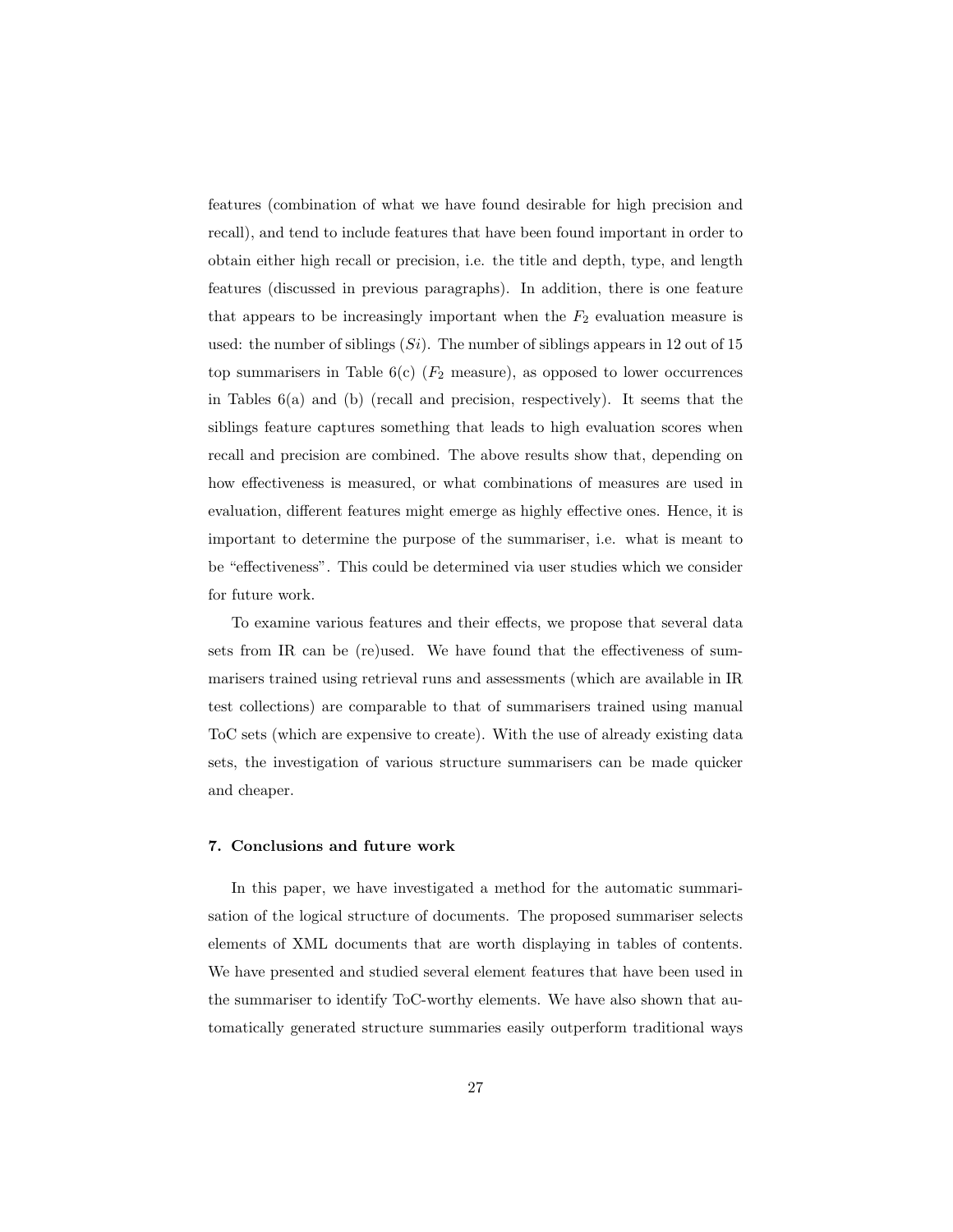features (combination of what we have found desirable for high precision and recall), and tend to include features that have been found important in order to obtain either high recall or precision, i.e. the title and depth, type, and length features (discussed in previous paragraphs). In addition, there is one feature that appears to be increasingly important when the $F_2$ evaluation measure is used: the number of siblings ($Si$). The number of siblings appears in 12 out of 15 top summarisers in Table 6(c) ($F_2$ measure), as opposed to lower occurrences in Tables 6(a) and (b) (recall and precision, respectively). It seems that the siblings feature captures something that leads to high evaluation scores when recall and precision are combined. The above results show that, depending on how effectiveness is measured, or what combinations of measures are used in evaluation, different features might emerge as highly effective ones. Hence, it is important to determine the purpose of the summariser, i.e. what is meant to be "effectiveness". This could be determined via user studies which we consider for future work.

To examine various features and their effects, we propose that several data sets from IR can be (re)used. We have found that the effectiveness of summarisers trained using retrieval runs and assessments (which are available in IR test collections) are comparable to that of summarisers trained using manual ToC sets (which are expensive to create). With the use of already existing data sets, the investigation of various structure summarisers can be made quicker and cheaper.

## 7. Conclusions and future work

In this paper, we have investigated a method for the automatic summarisation of the logical structure of documents. The proposed summariser selects elements of XML documents that are worth displaying in tables of contents. We have presented and studied several element features that have been used in the summariser to identify ToC-worthy elements. We have also shown that automatically generated structure summaries easily outperform traditional ways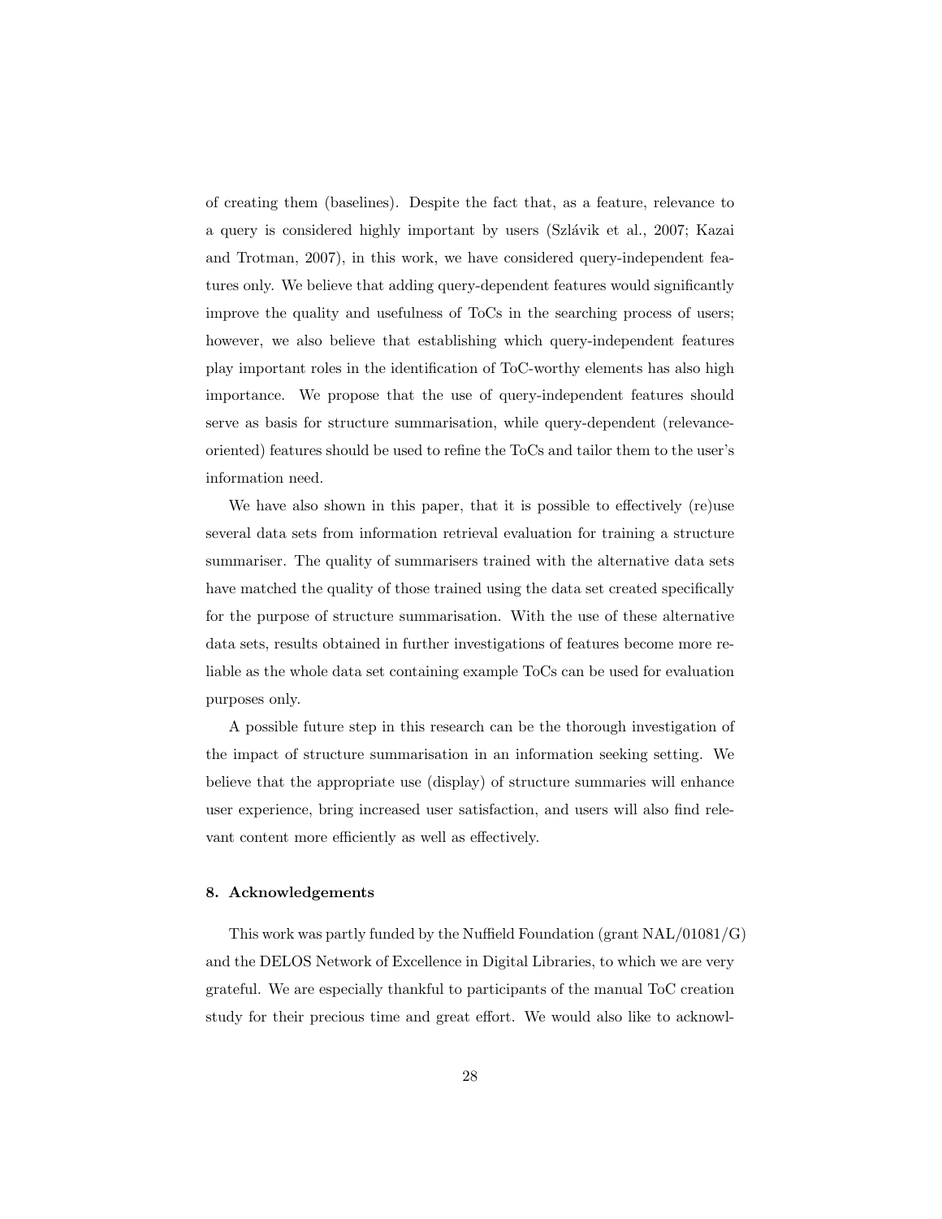of creating them (baselines). Despite the fact that, as a feature, relevance to a query is considered highly important by users (Szlávik et al., 2007; Kazai and Trotman, 2007), in this work, we have considered query-independent features only. We believe that adding query-dependent features would significantly improve the quality and usefulness of ToCs in the searching process of users; however, we also believe that establishing which query-independent features play important roles in the identification of ToC-worthy elements has also high importance. We propose that the use of query-independent features should serve as basis for structure summarisation, while query-dependent (relevance-oriented) features should be used to refine the ToCs and tailor them to the user's information need.

We have also shown in this paper, that it is possible to effectively (re)use several data sets from information retrieval evaluation for training a structure summariser. The quality of summarisers trained with the alternative data sets have matched the quality of those trained using the data set created specifically for the purpose of structure summarisation. With the use of these alternative data sets, results obtained in further investigations of features become more reliable as the whole data set containing example ToCs can be used for evaluation purposes only.

A possible future step in this research can be the thorough investigation of the impact of structure summarisation in an information seeking setting. We believe that the appropriate use (display) of structure summaries will enhance user experience, bring increased user satisfaction, and users will also find relevant content more efficiently as well as effectively.

## 8. Acknowledgements

This work was partly funded by the Nuffield Foundation (grant NAL/01081/G) and the DELOS Network of Excellence in Digital Libraries, to which we are very grateful. We are especially thankful to participants of the manual ToC creation study for their precious time and great effort. We would also like to acknowl-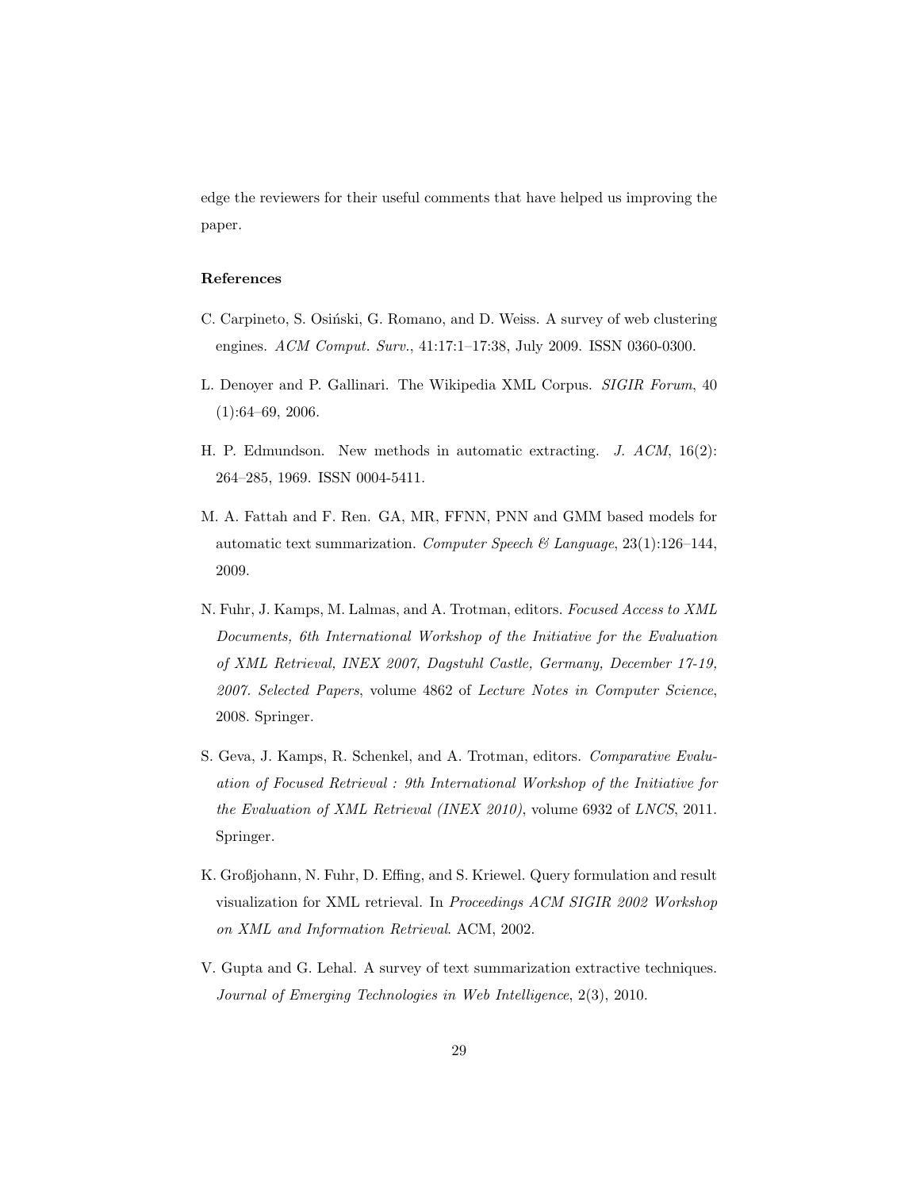edge the reviewers for their useful comments that have helped us improving the paper.

### References

C. Carpineto, S. Osiński, G. Romano, and D. Weiss. A survey of web clustering engines. *ACM Comput. Surv.*, 41:17:1–17:38, July 2009. ISSN 0360-0300.

L. Denoyer and P. Gallinari. The Wikipedia XML Corpus. *SIGIR Forum*, 40 (1):64–69, 2006.

H. P. Edmundson. New methods in automatic extracting. *J. ACM*, 16(2): 264–285, 1969. ISSN 0004-5411.

M. A. Fattah and F. Ren. GA, MR, FFNN, PNN and GMM based models for automatic text summarization. *Computer Speech & Language*, 23(1):126–144, 2009.

N. Fuhr, J. Kamps, M. Lalmas, and A. Trotman, editors. *Focused Access to XML Documents, 6th International Workshop of the Initiative for the Evaluation of XML Retrieval, INEX 2007, Dagstuhl Castle, Germany, December 17-19, 2007. Selected Papers*, volume 4862 of *Lecture Notes in Computer Science*, 2008. Springer.

S. Geva, J. Kamps, R. Schenkel, and A. Trotman, editors. *Comparative Evaluation of Focused Retrieval : 9th International Workshop of the Initiative for the Evaluation of XML Retrieval (INEX 2010)*, volume 6932 of *LNCS*, 2011. Springer.

K. Großjohann, N. Fuhr, D. Effing, and S. Kriewel. Query formulation and result visualization for XML retrieval. In *Proceedings ACM SIGIR 2002 Workshop on XML and Information Retrieval*. ACM, 2002.

V. Gupta and G. Lehal. A survey of text summarization extractive techniques. *Journal of Emerging Technologies in Web Intelligence*, 2(3), 2010.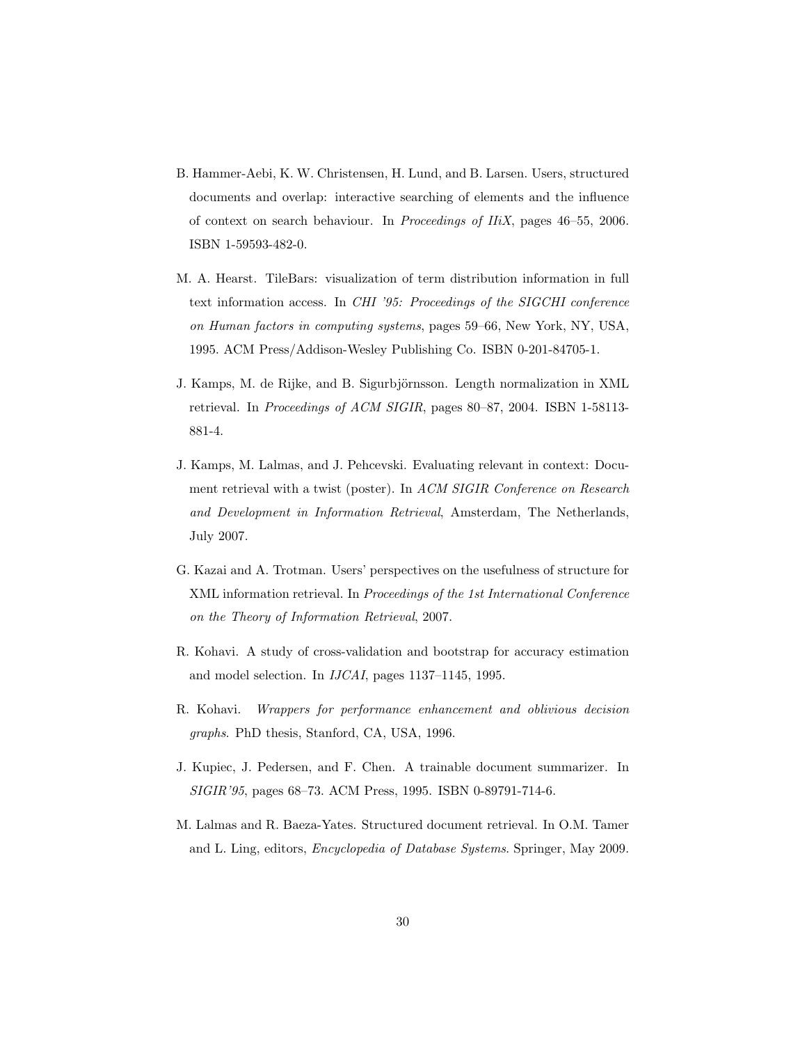B. Hammer-Aebi, K. W. Christensen, H. Lund, and B. Larsen. Users, structured documents and overlap: interactive searching of elements and the influence of context on search behaviour. In *Proceedings of IIiX*, pages 46–55, 2006. ISBN 1-59593-482-0.

M. A. Hearst. TileBars: visualization of term distribution information in full text information access. In *CHI '95: Proceedings of the SIGCHI conference on Human factors in computing systems*, pages 59–66, New York, NY, USA, 1995. ACM Press/Addison-Wesley Publishing Co. ISBN 0-201-84705-1.

J. Kamps, M. de Rijke, and B. Sigurbjörnsson. Length normalization in XML retrieval. In *Proceedings of ACM SIGIR*, pages 80–87, 2004. ISBN 1-58113-881-4.

J. Kamps, M. Lalmas, and J. Pehcevski. Evaluating relevant in context: Document retrieval with a twist (poster). In *ACM SIGIR Conference on Research and Development in Information Retrieval*, Amsterdam, The Netherlands, July 2007.

G. Kazai and A. Trotman. Users' perspectives on the usefulness of structure for XML information retrieval. In *Proceedings of the 1st International Conference on the Theory of Information Retrieval*, 2007.

R. Kohavi. A study of cross-validation and bootstrap for accuracy estimation and model selection. In *IJCAI*, pages 1137–1145, 1995.

R. Kohavi. *Wrappers for performance enhancement and oblivious decision graphs*. PhD thesis, Stanford, CA, USA, 1996.

J. Kupiec, J. Pedersen, and F. Chen. A trainable document summarizer. In *SIGIR'95*, pages 68–73. ACM Press, 1995. ISBN 0-89791-714-6.

M. Lalmas and R. Baeza-Yates. Structured document retrieval. In O.M. Tamer and L. Ling, editors, *Encyclopedia of Database Systems*. Springer, May 2009.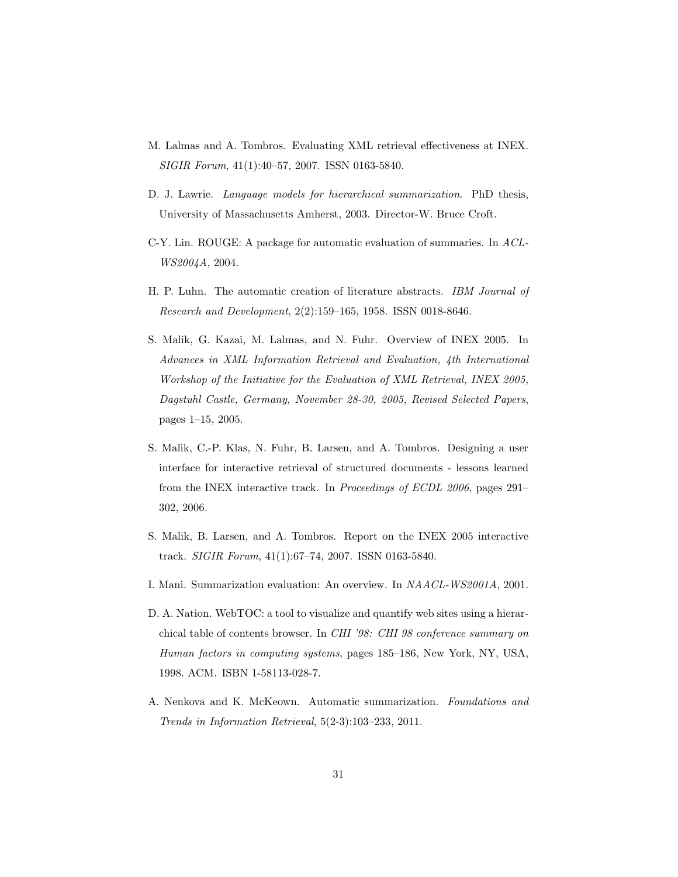M. Lalmas and A. Tombros. Evaluating XML retrieval effectiveness at INEX. *SIGIR Forum*, 41(1):40–57, 2007. ISSN 0163-5840.

D. J. Lawrie. *Language models for hierarchical summarization*. PhD thesis, University of Massachusetts Amherst, 2003. Director-W. Bruce Croft.

C-Y. Lin. ROUGE: A package for automatic evaluation of summaries. In *ACL-WS2004A*, 2004.

H. P. Luhn. The automatic creation of literature abstracts. *IBM Journal of Research and Development*, 2(2):159–165, 1958. ISSN 0018-8646.

S. Malik, G. Kazai, M. Lalmas, and N. Fuhr. Overview of INEX 2005. In *Advances in XML Information Retrieval and Evaluation, 4th International Workshop of the Initiative for the Evaluation of XML Retrieval, INEX 2005, Dagstuhl Castle, Germany, November 28-30, 2005, Revised Selected Papers*, pages 1–15, 2005.

S. Malik, C.-P. Klas, N. Fuhr, B. Larsen, and A. Tombros. Designing a user interface for interactive retrieval of structured documents - lessons learned from the INEX interactive track. In *Proceedings of ECDL 2006*, pages 291–302, 2006.

S. Malik, B. Larsen, and A. Tombros. Report on the INEX 2005 interactive track. *SIGIR Forum*, 41(1):67–74, 2007. ISSN 0163-5840.

I. Mani. Summarization evaluation: An overview. In *NAACL-WS2001A*, 2001.

D. A. Nation. WebTOC: a tool to visualize and quantify web sites using a hierarchical table of contents browser. In *CHI '98: CHI 98 conference summary on Human factors in computing systems*, pages 185–186, New York, NY, USA, 1998. ACM. ISBN 1-58113-028-7.

A. Nenkova and K. McKeown. Automatic summarization. *Foundations and Trends in Information Retrieval*, 5(2-3):103–233, 2011.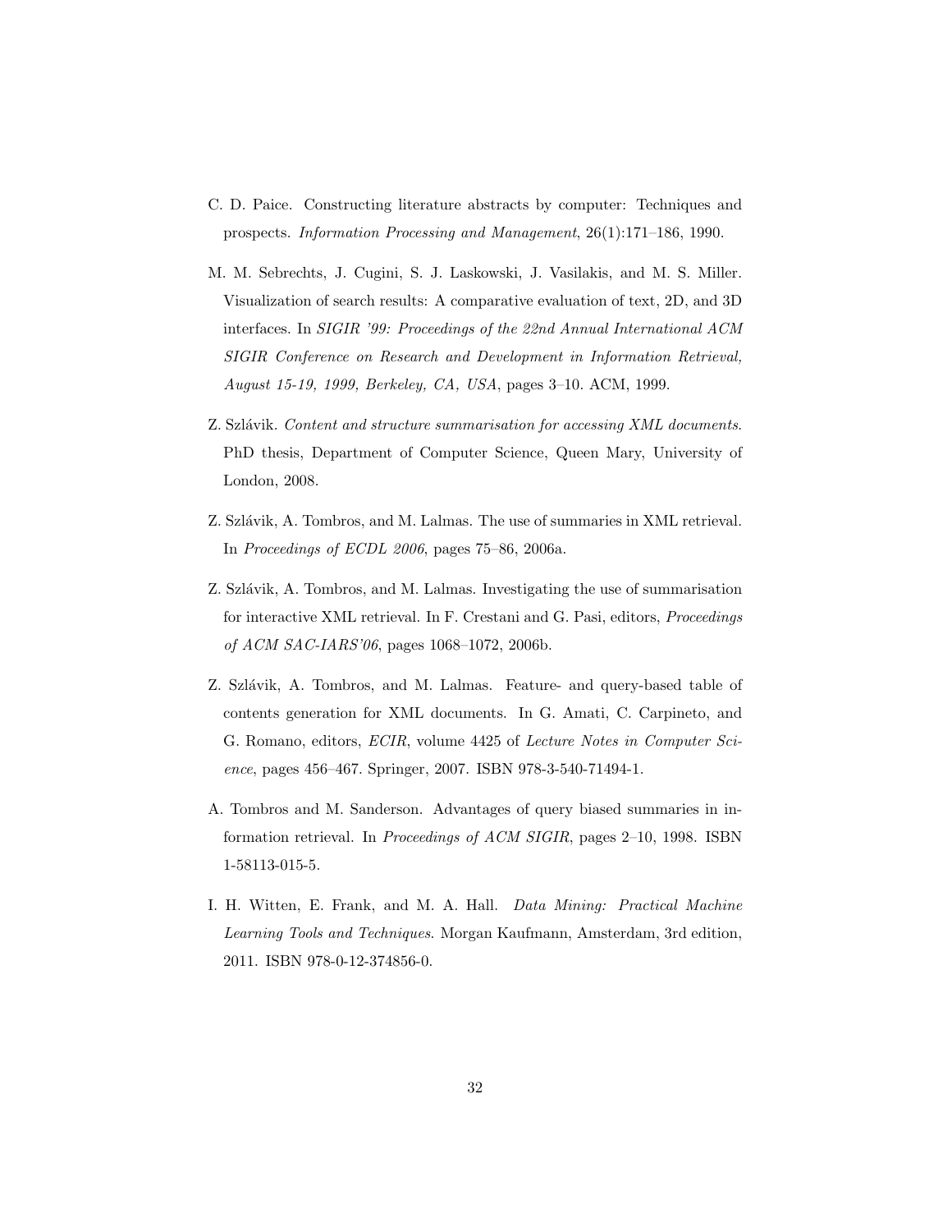C. D. Paice. Constructing literature abstracts by computer: Techniques and prospects. *Information Processing and Management*, 26(1):171–186, 1990.

M. M. Sebrechts, J. Cugini, S. J. Laskowski, J. Vasilakis, and M. S. Miller. Visualization of search results: A comparative evaluation of text, 2D, and 3D interfaces. In *SIGIR '99: Proceedings of the 22nd Annual International ACM SIGIR Conference on Research and Development in Information Retrieval, August 15-19, 1999, Berkeley, CA, USA*, pages 3–10. ACM, 1999.

Z. Szlávik. *Content and structure summarisation for accessing XML documents*. PhD thesis, Department of Computer Science, Queen Mary, University of London, 2008.

Z. Szlávik, A. Tombros, and M. Lalmas. The use of summaries in XML retrieval. In *Proceedings of ECDL 2006*, pages 75–86, 2006a.

Z. Szlávik, A. Tombros, and M. Lalmas. Investigating the use of summarisation for interactive XML retrieval. In F. Crestani and G. Pasi, editors, *Proceedings of ACM SAC-IARS'06*, pages 1068–1072, 2006b.

Z. Szlávik, A. Tombros, and M. Lalmas. Feature- and query-based table of contents generation for XML documents. In G. Amati, C. Carpineto, and G. Romano, editors, *ECIR*, volume 4425 of *Lecture Notes in Computer Science*, pages 456–467. Springer, 2007. ISBN 978-3-540-71494-1.

A. Tombros and M. Sanderson. Advantages of query biased summaries in information retrieval. In *Proceedings of ACM SIGIR*, pages 2–10, 1998. ISBN 1-58113-015-5.

I. H. Witten, E. Frank, and M. A. Hall. *Data Mining: Practical Machine Learning Tools and Techniques*. Morgan Kaufmann, Amsterdam, 3rd edition, 2011. ISBN 978-0-12-374856-0.